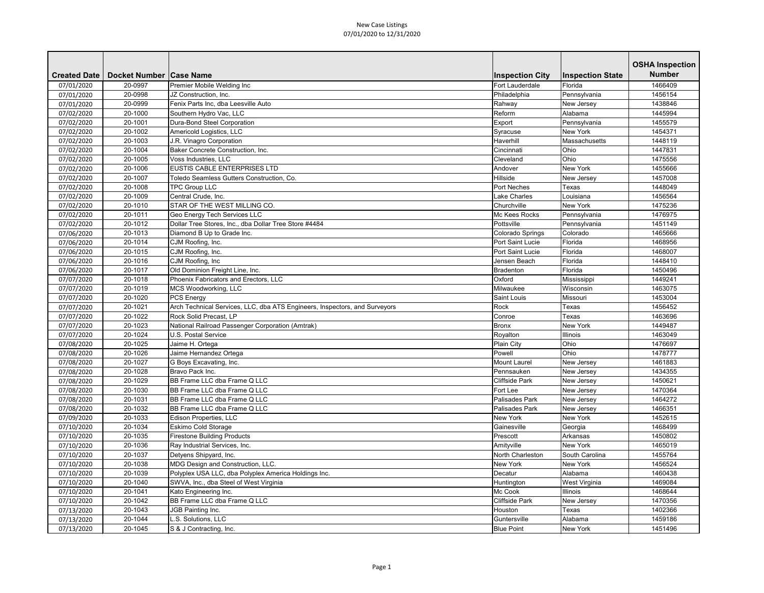# New Case Listings
## 07/01/2020 to 12/31/2020

| Created Date | Docket Number | Case Name | Inspection City | Inspection State | OSHA Inspection Number |
|---|---|---|---|---|---|
| 07/01/2020 | 20-0997 | Premier Mobile Welding Inc | Fort Lauderdale | Florida | 1466409 |
| 07/01/2020 | 20-0998 | JZ Construction, Inc. | Philadelphia | Pennsylvania | 1456154 |
| 07/01/2020 | 20-0999 | Fenix Parts Inc, dba Leesville Auto | Rahway | New Jersey | 1438846 |
| 07/02/2020 | 20-1000 | Southern Hydro Vac, LLC | Reform | Alabama | 1445994 |
| 07/02/2020 | 20-1001 | Dura-Bond Steel Corporation | Export | Pennsylvania | 1455579 |
| 07/02/2020 | 20-1002 | Americold Logistics, LLC | Syracuse | New York | 1454371 |
| 07/02/2020 | 20-1003 | J.R. Vinagro Corporation | Haverhill | Massachusetts | 1448119 |
| 07/02/2020 | 20-1004 | Baker Concrete Construction, Inc. | Cincinnati | Ohio | 1447831 |
| 07/02/2020 | 20-1005 | Voss Industries, LLC | Cleveland | Ohio | 1475556 |
| 07/02/2020 | 20-1006 | EUSTIS CABLE ENTERPRISES LTD | Andover | New York | 1455666 |
| 07/02/2020 | 20-1007 | Toledo Seamless Gutters Construction, Co. | Hillside | New Jersey | 1457008 |
| 07/02/2020 | 20-1008 | TPC Group LLC | Port Neches | Texas | 1448049 |
| 07/02/2020 | 20-1009 | Central Crude, Inc. | Lake Charles | Louisiana | 1456564 |
| 07/02/2020 | 20-1010 | STAR OF THE WEST MILLING CO. | Churchville | New York | 1475236 |
| 07/02/2020 | 20-1011 | Geo Energy Tech Services LLC | Mc Kees Rocks | Pennsylvania | 1476975 |
| 07/02/2020 | 20-1012 | Dollar Tree Stores, Inc., dba Dollar Tree Store #4484 | Pottsville | Pennsylvania | 1451149 |
| 07/06/2020 | 20-1013 | Diamond B Up to Grade Inc. | Colorado Springs | Colorado | 1465666 |
| 07/06/2020 | 20-1014 | CJM Roofing, Inc. | Port Saint Lucie | Florida | 1468956 |
| 07/06/2020 | 20-1015 | CJM Roofing, Inc. | Port Saint Lucie | Florida | 1468007 |
| 07/06/2020 | 20-1016 | CJM Roofing, Inc | Jensen Beach | Florida | 1448410 |
| 07/06/2020 | 20-1017 | Old Dominion Freight Line, Inc. | Bradenton | Florida | 1450496 |
| 07/07/2020 | 20-1018 | Phoenix Fabricators and Erectors, LLC | Oxford | Mississippi | 1449241 |
| 07/07/2020 | 20-1019 | MCS Woodworking, LLC | Milwaukee | Wisconsin | 1463075 |
| 07/07/2020 | 20-1020 | PCS Energy | Saint Louis | Missouri | 1453004 |
| 07/07/2020 | 20-1021 | Arch Technical Services, LLC, dba ATS Engineers, Inspectors, and Surveyors | Rock | Texas | 1456452 |
| 07/07/2020 | 20-1022 | Rock Solid Precast, LP | Conroe | Texas | 1463696 |
| 07/07/2020 | 20-1023 | National Railroad Passenger Corporation (Amtrak) | Bronx | New York | 1449487 |
| 07/07/2020 | 20-1024 | U.S. Postal Service | Royalton | Illinois | 1463049 |
| 07/08/2020 | 20-1025 | Jaime H. Ortega | Plain City | Ohio | 1476697 |
| 07/08/2020 | 20-1026 | Jaime Hernandez Ortega | Powell | Ohio | 1478777 |
| 07/08/2020 | 20-1027 | G Boys Excavating, Inc. | Mount Laurel | New Jersey | 1461883 |
| 07/08/2020 | 20-1028 | Bravo Pack Inc. | Pennsauken | New Jersey | 1434355 |
| 07/08/2020 | 20-1029 | BB Frame LLC dba Frame Q LLC | Cliffside Park | New Jersey | 1450621 |
| 07/08/2020 | 20-1030 | BB Frame LLC dba Frame Q LLC | Fort Lee | New Jersey | 1470364 |
| 07/08/2020 | 20-1031 | BB Frame LLC dba Frame Q LLC | Palisades Park | New Jersey | 1464272 |
| 07/08/2020 | 20-1032 | BB Frame LLC dba Frame Q LLC | Palisades Park | New Jersey | 1466351 |
| 07/09/2020 | 20-1033 | Edison Properties, LLC | New York | New York | 1452615 |
| 07/10/2020 | 20-1034 | Eskimo Cold Storage | Gainesville | Georgia | 1468499 |
| 07/10/2020 | 20-1035 | Firestone Building Products | Prescott | Arkansas | 1450802 |
| 07/10/2020 | 20-1036 | Ray Industrial Services, Inc. | Amityville | New York | 1465019 |
| 07/10/2020 | 20-1037 | Detyens Shipyard, Inc. | North Charleston | South Carolina | 1455764 |
| 07/10/2020 | 20-1038 | MDG Design and Construction, LLC. | New York | New York | 1456524 |
| 07/10/2020 | 20-1039 | Polyplex USA LLC, dba Polyplex America Holdings Inc. | Decatur | Alabama | 1460438 |
| 07/10/2020 | 20-1040 | SWVA, Inc., dba Steel of West Virginia | Huntington | West Virginia | 1469084 |
| 07/10/2020 | 20-1041 | Kato Engineering Inc. | Mc Cook | Illinois | 1468644 |
| 07/10/2020 | 20-1042 | BB Frame LLC dba Frame Q LLC | Cliffside Park | New Jersey | 1470356 |
| 07/13/2020 | 20-1043 | JGB Painting Inc. | Houston | Texas | 1402366 |
| 07/13/2020 | 20-1044 | L.S. Solutions, LLC | Guntersville | Alabama | 1459186 |
| 07/13/2020 | 20-1045 | S & J Contracting, Inc. | Blue Point | New York | 1451496 |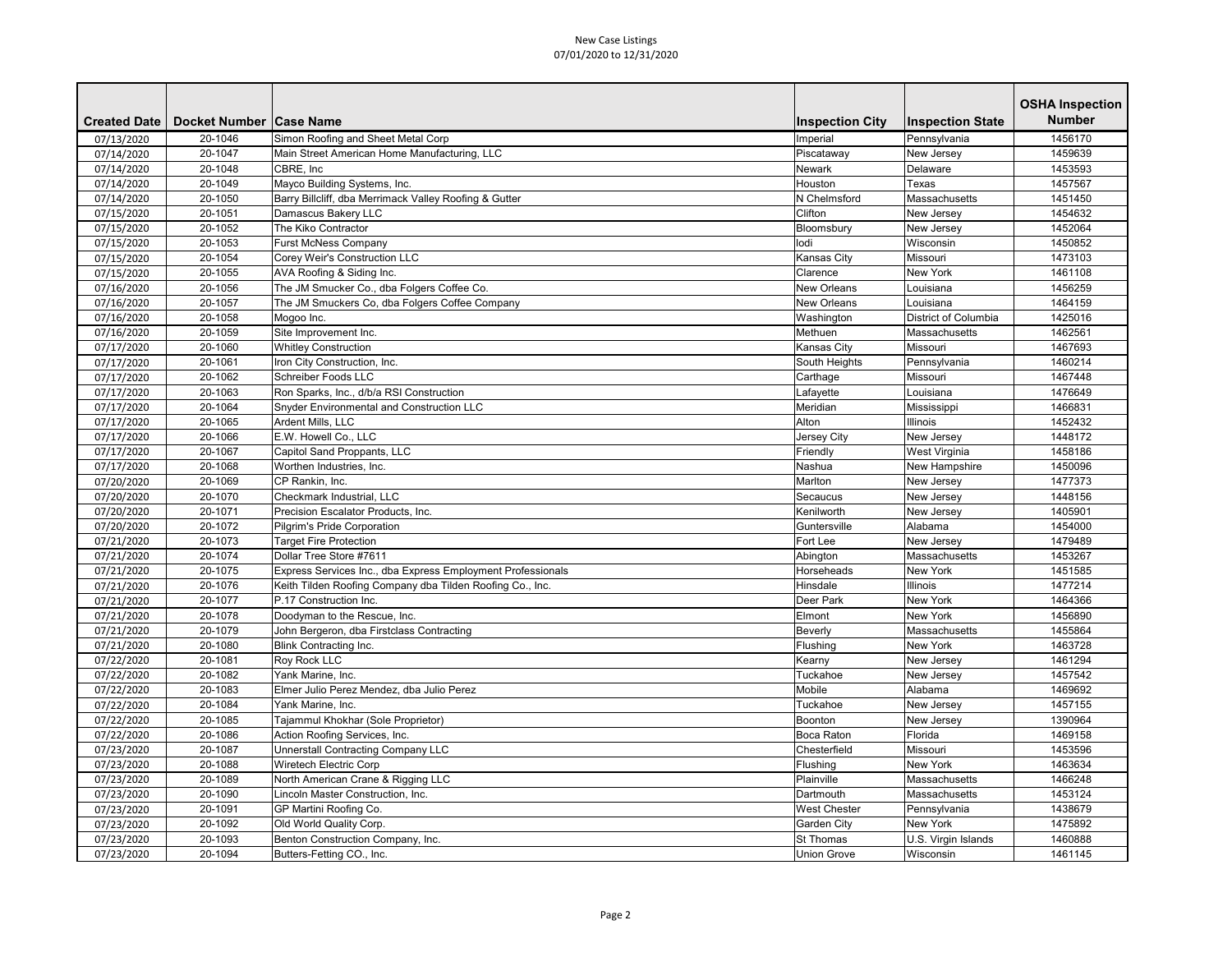New Case Listings
07/01/2020 to 12/31/2020

| Created Date | Docket Number | Case Name | Inspection City | Inspection State | OSHA Inspection Number |
|---|---|---|---|---|---|
| 07/13/2020 | 20-1046 | Simon Roofing and Sheet Metal Corp | Imperial | Pennsylvania | 1456170 |
| 07/14/2020 | 20-1047 | Main Street American Home Manufacturing, LLC | Piscataway | New Jersey | 1459639 |
| 07/14/2020 | 20-1048 | CBRE, Inc | Newark | Delaware | 1453593 |
| 07/14/2020 | 20-1049 | Mayco Building Systems, Inc. | Houston | Texas | 1457567 |
| 07/14/2020 | 20-1050 | Barry Billcliff, dba Merrimack Valley Roofing & Gutter | N Chelmsford | Massachusetts | 1451450 |
| 07/15/2020 | 20-1051 | Damascus Bakery LLC | Clifton | New Jersey | 1454632 |
| 07/15/2020 | 20-1052 | The Kiko Contractor | Bloomsbury | New Jersey | 1452064 |
| 07/15/2020 | 20-1053 | Furst McNess Company | lodi | Wisconsin | 1450852 |
| 07/15/2020 | 20-1054 | Corey Weir's Construction LLC | Kansas City | Missouri | 1473103 |
| 07/15/2020 | 20-1055 | AVA Roofing & Siding Inc. | Clarence | New York | 1461108 |
| 07/16/2020 | 20-1056 | The JM Smucker Co., dba Folgers Coffee Co. | New Orleans | Louisiana | 1456259 |
| 07/16/2020 | 20-1057 | The JM Smuckers Co, dba Folgers Coffee Company | New Orleans | Louisiana | 1464159 |
| 07/16/2020 | 20-1058 | Mogoo Inc. | Washington | District of Columbia | 1425016 |
| 07/16/2020 | 20-1059 | Site Improvement Inc. | Methuen | Massachusetts | 1462561 |
| 07/17/2020 | 20-1060 | Whitley Construction | Kansas City | Missouri | 1467693 |
| 07/17/2020 | 20-1061 | Iron City Construction, Inc. | South Heights | Pennsylvania | 1460214 |
| 07/17/2020 | 20-1062 | Schreiber Foods LLC | Carthage | Missouri | 1467448 |
| 07/17/2020 | 20-1063 | Ron Sparks, Inc., d/b/a RSI Construction | Lafayette | Louisiana | 1476649 |
| 07/17/2020 | 20-1064 | Snyder Environmental and Construction LLC | Meridian | Mississippi | 1466831 |
| 07/17/2020 | 20-1065 | Ardent Mills, LLC | Alton | Illinois | 1452432 |
| 07/17/2020 | 20-1066 | E.W. Howell Co., LLC | Jersey City | New Jersey | 1448172 |
| 07/17/2020 | 20-1067 | Capitol Sand Proppants, LLC | Friendly | West Virginia | 1458186 |
| 07/17/2020 | 20-1068 | Worthen Industries, Inc. | Nashua | New Hampshire | 1450096 |
| 07/20/2020 | 20-1069 | CP Rankin, Inc. | Marlton | New Jersey | 1477373 |
| 07/20/2020 | 20-1070 | Checkmark Industrial, LLC | Secaucus | New Jersey | 1448156 |
| 07/20/2020 | 20-1071 | Precision Escalator Products, Inc. | Kenilworth | New Jersey | 1405901 |
| 07/20/2020 | 20-1072 | Pilgrim's Pride Corporation | Guntersville | Alabama | 1454000 |
| 07/21/2020 | 20-1073 | Target Fire Protection | Fort Lee | New Jersey | 1479489 |
| 07/21/2020 | 20-1074 | Dollar Tree Store #7611 | Abington | Massachusetts | 1453267 |
| 07/21/2020 | 20-1075 | Express Services Inc., dba Express Employment Professionals | Horseheads | New York | 1451585 |
| 07/21/2020 | 20-1076 | Keith Tilden Roofing Company dba Tilden Roofing Co., Inc. | Hinsdale | Illinois | 1477214 |
| 07/21/2020 | 20-1077 | P.17 Construction Inc. | Deer Park | New York | 1464366 |
| 07/21/2020 | 20-1078 | Doodyman to the Rescue, Inc. | Elmont | New York | 1456890 |
| 07/21/2020 | 20-1079 | John Bergeron, dba Firstclass Contracting | Beverly | Massachusetts | 1455864 |
| 07/21/2020 | 20-1080 | Blink Contracting Inc. | Flushing | New York | 1463728 |
| 07/22/2020 | 20-1081 | Roy Rock LLC | Kearny | New Jersey | 1461294 |
| 07/22/2020 | 20-1082 | Yank Marine, Inc. | Tuckahoe | New Jersey | 1457542 |
| 07/22/2020 | 20-1083 | Elmer Julio Perez Mendez, dba Julio Perez | Mobile | Alabama | 1469692 |
| 07/22/2020 | 20-1084 | Yank Marine, Inc. | Tuckahoe | New Jersey | 1457155 |
| 07/22/2020 | 20-1085 | Tajammul Khokhar (Sole Proprietor) | Boonton | New Jersey | 1390964 |
| 07/22/2020 | 20-1086 | Action Roofing Services, Inc. | Boca Raton | Florida | 1469158 |
| 07/23/2020 | 20-1087 | Unnerstall Contracting Company LLC | Chesterfield | Missouri | 1453596 |
| 07/23/2020 | 20-1088 | Wiretech Electric Corp | Flushing | New York | 1463634 |
| 07/23/2020 | 20-1089 | North American Crane & Rigging LLC | Plainville | Massachusetts | 1466248 |
| 07/23/2020 | 20-1090 | Lincoln Master Construction, Inc. | Dartmouth | Massachusetts | 1453124 |
| 07/23/2020 | 20-1091 | GP Martini Roofing Co. | West Chester | Pennsylvania | 1438679 |
| 07/23/2020 | 20-1092 | Old World Quality Corp. | Garden City | New York | 1475892 |
| 07/23/2020 | 20-1093 | Benton Construction Company, Inc. | St Thomas | U.S. Virgin Islands | 1460888 |
| 07/23/2020 | 20-1094 | Butters-Fetting CO., Inc. | Union Grove | Wisconsin | 1461145 |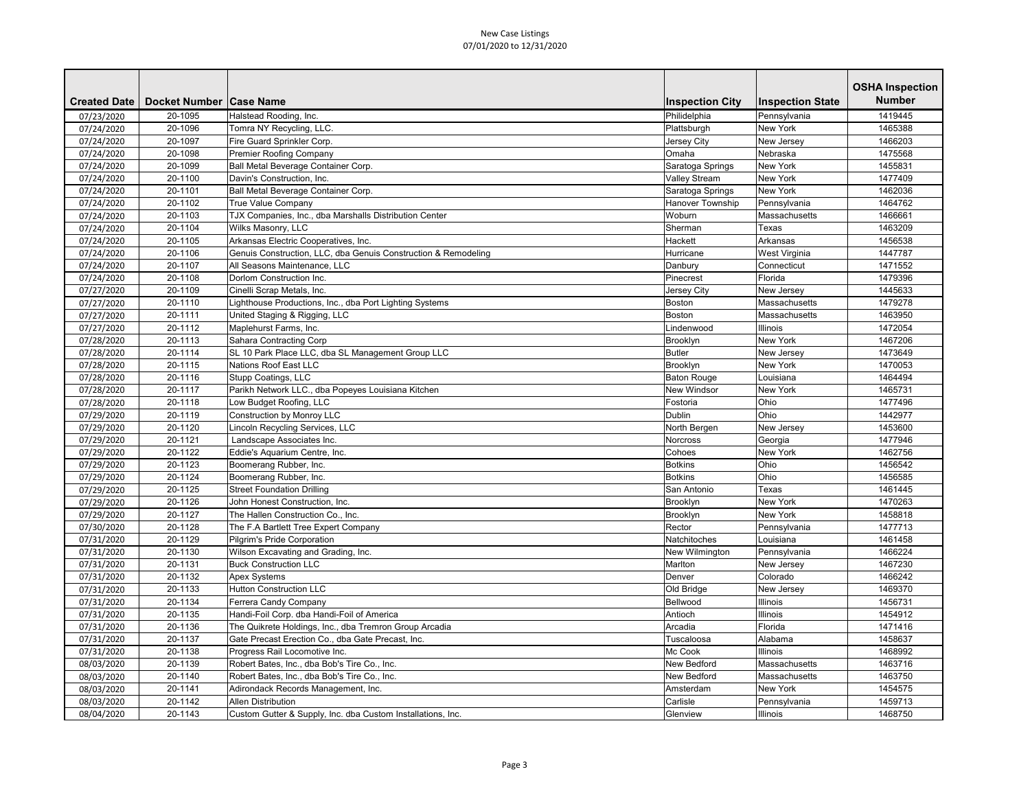| Created Date | Docket Number | Case Name | Inspection City | Inspection State | OSHA Inspection Number |
|---|---|---|---|---|---|
| 07/23/2020 | 20-1095 | Halstead Rooding, Inc. | Philidelphia | Pennsylvania | 1419445 |
| 07/24/2020 | 20-1096 | Tomra NY Recycling, LLC. | Plattsburgh | New York | 1465388 |
| 07/24/2020 | 20-1097 | Fire Guard Sprinkler Corp. | Jersey City | New Jersey | 1466203 |
| 07/24/2020 | 20-1098 | Premier Roofing Company | Omaha | Nebraska | 1475568 |
| 07/24/2020 | 20-1099 | Ball Metal Beverage Container Corp. | Saratoga Springs | New York | 1455831 |
| 07/24/2020 | 20-1100 | Davin's Construction, Inc. | Valley Stream | New York | 1477409 |
| 07/24/2020 | 20-1101 | Ball Metal Beverage Container Corp. | Saratoga Springs | New York | 1462036 |
| 07/24/2020 | 20-1102 | True Value Company | Hanover Township | Pennsylvania | 1464762 |
| 07/24/2020 | 20-1103 | TJX Companies, Inc., dba Marshalls Distribution Center | Woburn | Massachusetts | 1466661 |
| 07/24/2020 | 20-1104 | Wilks Masonry, LLC | Sherman | Texas | 1463209 |
| 07/24/2020 | 20-1105 | Arkansas Electric Cooperatives, Inc. | Hackett | Arkansas | 1456538 |
| 07/24/2020 | 20-1106 | Genuis Construction, LLC, dba Genuis Construction & Remodeling | Hurricane | West Virginia | 1447787 |
| 07/24/2020 | 20-1107 | All Seasons Maintenance, LLC | Danbury | Connecticut | 1471552 |
| 07/24/2020 | 20-1108 | Dorlom Construction Inc. | Pinecrest | Florida | 1479396 |
| 07/27/2020 | 20-1109 | Cinelli Scrap Metals, Inc. | Jersey City | New Jersey | 1445633 |
| 07/27/2020 | 20-1110 | Lighthouse Productions, Inc., dba Port Lighting Systems | Boston | Massachusetts | 1479278 |
| 07/27/2020 | 20-1111 | United Staging & Rigging, LLC | Boston | Massachusetts | 1463950 |
| 07/27/2020 | 20-1112 | Maplehurst Farms, Inc. | Lindenwood | Illinois | 1472054 |
| 07/28/2020 | 20-1113 | Sahara Contracting Corp | Brooklyn | New York | 1467206 |
| 07/28/2020 | 20-1114 | SL 10 Park Place LLC, dba SL Management Group LLC | Butler | New Jersey | 1473649 |
| 07/28/2020 | 20-1115 | Nations Roof East LLC | Brooklyn | New York | 1470053 |
| 07/28/2020 | 20-1116 | Stupp Coatings, LLC | Baton Rouge | Louisiana | 1464494 |
| 07/28/2020 | 20-1117 | Parikh Network LLC., dba Popeyes Louisiana Kitchen | New Windsor | New York | 1465731 |
| 07/28/2020 | 20-1118 | Low Budget Roofing, LLC | Fostoria | Ohio | 1477496 |
| 07/29/2020 | 20-1119 | Construction by Monroy LLC | Dublin | Ohio | 1442977 |
| 07/29/2020 | 20-1120 | Lincoln Recycling Services, LLC | North Bergen | New Jersey | 1453600 |
| 07/29/2020 | 20-1121 | Landscape Associates Inc. | Norcross | Georgia | 1477946 |
| 07/29/2020 | 20-1122 | Eddie's Aquarium Centre, Inc. | Cohoes | New York | 1462756 |
| 07/29/2020 | 20-1123 | Boomerang Rubber, Inc. | Botkins | Ohio | 1456542 |
| 07/29/2020 | 20-1124 | Boomerang Rubber, Inc. | Botkins | Ohio | 1456585 |
| 07/29/2020 | 20-1125 | Street Foundation Drilling | San Antonio | Texas | 1461445 |
| 07/29/2020 | 20-1126 | John Honest Construction, Inc. | Brooklyn | New York | 1470263 |
| 07/29/2020 | 20-1127 | The Hallen Construction Co., Inc. | Brooklyn | New York | 1458818 |
| 07/30/2020 | 20-1128 | The F.A Bartlett Tree Expert Company | Rector | Pennsylvania | 1477713 |
| 07/31/2020 | 20-1129 | Pilgrim's Pride Corporation | Natchitoches | Louisiana | 1461458 |
| 07/31/2020 | 20-1130 | Wilson Excavating and Grading, Inc. | New Wilmington | Pennsylvania | 1466224 |
| 07/31/2020 | 20-1131 | Buck Construction LLC | Marlton | New Jersey | 1467230 |
| 07/31/2020 | 20-1132 | Apex Systems | Denver | Colorado | 1466242 |
| 07/31/2020 | 20-1133 | Hutton Construction LLC | Old Bridge | New Jersey | 1469370 |
| 07/31/2020 | 20-1134 | Ferrera Candy Company | Bellwood | Illinois | 1456731 |
| 07/31/2020 | 20-1135 | Handi-Foil Corp. dba Handi-Foil of America | Antioch | Illinois | 1454912 |
| 07/31/2020 | 20-1136 | The Quikrete Holdings, Inc., dba Tremron Group Arcadia | Arcadia | Florida | 1471416 |
| 07/31/2020 | 20-1137 | Gate Precast Erection Co., dba Gate Precast, Inc. | Tuscaloosa | Alabama | 1458637 |
| 07/31/2020 | 20-1138 | Progress Rail Locomotive Inc. | Mc Cook | Illinois | 1468992 |
| 08/03/2020 | 20-1139 | Robert Bates, Inc., dba Bob's Tire Co., Inc. | New Bedford | Massachusetts | 1463716 |
| 08/03/2020 | 20-1140 | Robert Bates, Inc., dba Bob's Tire Co., Inc. | New Bedford | Massachusetts | 1463750 |
| 08/03/2020 | 20-1141 | Adirondack Records Management, Inc. | Amsterdam | New York | 1454575 |
| 08/03/2020 | 20-1142 | Allen Distribution | Carlisle | Pennsylvania | 1459713 |
| 08/04/2020 | 20-1143 | Custom Gutter & Supply, Inc. dba Custom Installations, Inc. | Glenview | Illinois | 1468750 |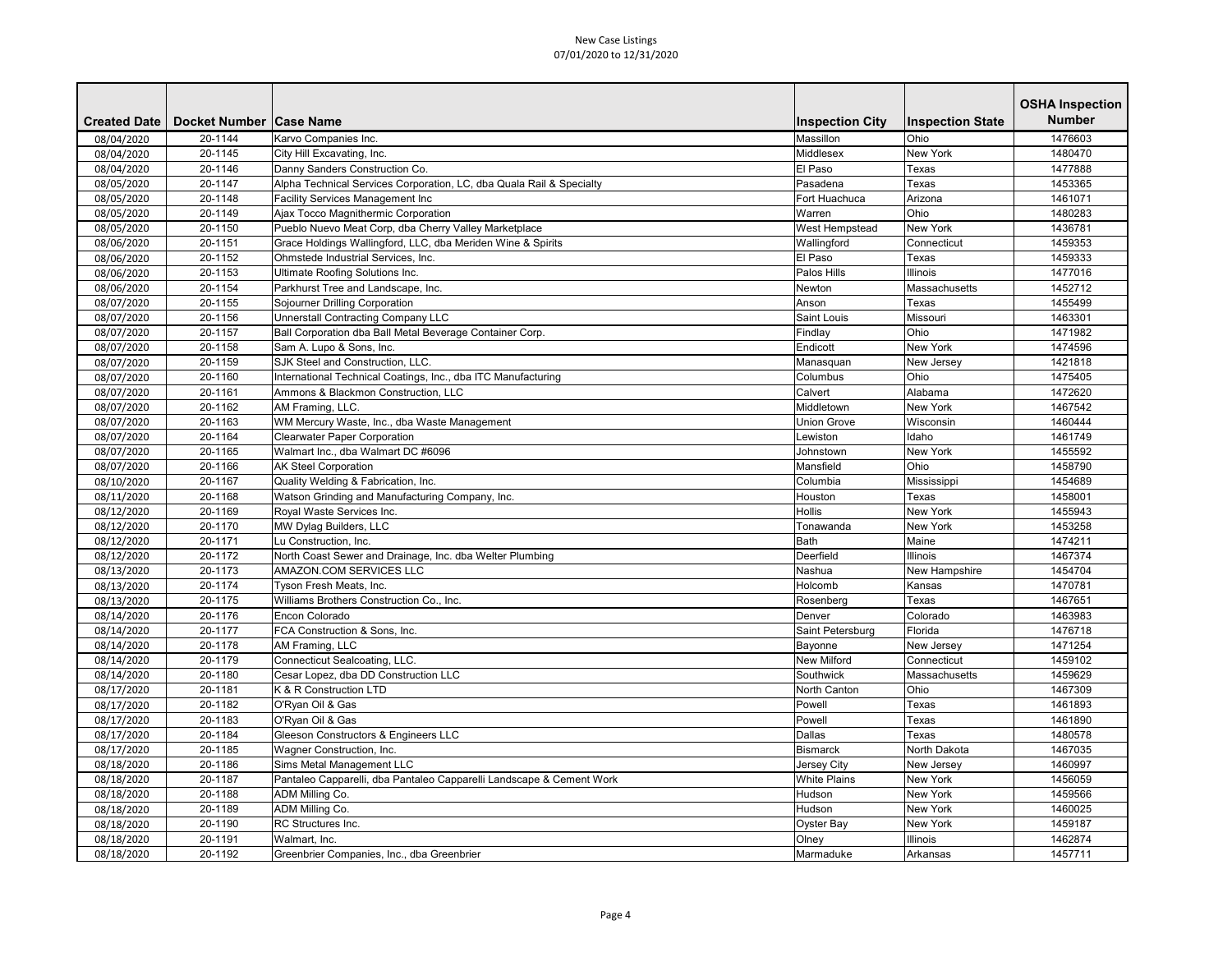New Case Listings
07/01/2020 to 12/31/2020

| Created Date | Docket Number | Case Name | Inspection City | Inspection State | OSHA Inspection Number |
|---|---|---|---|---|---|
| 08/04/2020 | 20-1144 | Karvo Companies Inc. | Massillon | Ohio | 1476603 |
| 08/04/2020 | 20-1145 | City Hill Excavating, Inc. | Middlesex | New York | 1480470 |
| 08/04/2020 | 20-1146 | Danny Sanders Construction Co. | El Paso | Texas | 1477888 |
| 08/05/2020 | 20-1147 | Alpha Technical Services Corporation, LC, dba Quala Rail & Specialty | Pasadena | Texas | 1453365 |
| 08/05/2020 | 20-1148 | Facility Services Management Inc | Fort Huachuca | Arizona | 1461071 |
| 08/05/2020 | 20-1149 | Ajax Tocco Magnithermic Corporation | Warren | Ohio | 1480283 |
| 08/05/2020 | 20-1150 | Pueblo Nuevo Meat Corp, dba Cherry Valley Marketplace | West Hempstead | New York | 1436781 |
| 08/06/2020 | 20-1151 | Grace Holdings Wallingford, LLC, dba Meriden Wine & Spirits | Wallingford | Connecticut | 1459353 |
| 08/06/2020 | 20-1152 | Ohmstede Industrial Services, Inc. | El Paso | Texas | 1459333 |
| 08/06/2020 | 20-1153 | Ultimate Roofing Solutions Inc. | Palos Hills | Illinois | 1477016 |
| 08/06/2020 | 20-1154 | Parkhurst Tree and Landscape, Inc. | Newton | Massachusetts | 1452712 |
| 08/07/2020 | 20-1155 | Sojourner Drilling Corporation | Anson | Texas | 1455499 |
| 08/07/2020 | 20-1156 | Unnerstall Contracting Company LLC | Saint Louis | Missouri | 1463301 |
| 08/07/2020 | 20-1157 | Ball Corporation dba Ball Metal Beverage Container Corp. | Findlay | Ohio | 1471982 |
| 08/07/2020 | 20-1158 | Sam A. Lupo & Sons, Inc. | Endicott | New York | 1474596 |
| 08/07/2020 | 20-1159 | SJK Steel and Construction, LLC. | Manasquan | New Jersey | 1421818 |
| 08/07/2020 | 20-1160 | International Technical Coatings, Inc., dba ITC Manufacturing | Columbus | Ohio | 1475405 |
| 08/07/2020 | 20-1161 | Ammons & Blackmon Construction, LLC | Calvert | Alabama | 1472620 |
| 08/07/2020 | 20-1162 | AM Framing, LLC. | Middletown | New York | 1467542 |
| 08/07/2020 | 20-1163 | WM Mercury Waste, Inc., dba Waste Management | Union Grove | Wisconsin | 1460444 |
| 08/07/2020 | 20-1164 | Clearwater Paper Corporation | Lewiston | Idaho | 1461749 |
| 08/07/2020 | 20-1165 | Walmart Inc., dba Walmart DC #6096 | Johnstown | New York | 1455592 |
| 08/07/2020 | 20-1166 | AK Steel Corporation | Mansfield | Ohio | 1458790 |
| 08/10/2020 | 20-1167 | Quality Welding & Fabrication, Inc. | Columbia | Mississippi | 1454689 |
| 08/11/2020 | 20-1168 | Watson Grinding and Manufacturing Company, Inc. | Houston | Texas | 1458001 |
| 08/12/2020 | 20-1169 | Royal Waste Services Inc. | Hollis | New York | 1455943 |
| 08/12/2020 | 20-1170 | MW Dylag Builders, LLC | Tonawanda | New York | 1453258 |
| 08/12/2020 | 20-1171 | Lu Construction, Inc. | Bath | Maine | 1474211 |
| 08/12/2020 | 20-1172 | North Coast Sewer and Drainage, Inc. dba Welter Plumbing | Deerfield | Illinois | 1467374 |
| 08/13/2020 | 20-1173 | AMAZON.COM SERVICES LLC | Nashua | New Hampshire | 1454704 |
| 08/13/2020 | 20-1174 | Tyson Fresh Meats, Inc. | Holcomb | Kansas | 1470781 |
| 08/13/2020 | 20-1175 | Williams Brothers Construction Co., Inc. | Rosenberg | Texas | 1467651 |
| 08/14/2020 | 20-1176 | Encon Colorado | Denver | Colorado | 1463983 |
| 08/14/2020 | 20-1177 | FCA Construction & Sons, Inc. | Saint Petersburg | Florida | 1476718 |
| 08/14/2020 | 20-1178 | AM Framing, LLC | Bayonne | New Jersey | 1471254 |
| 08/14/2020 | 20-1179 | Connecticut Sealcoating, LLC. | New Milford | Connecticut | 1459102 |
| 08/14/2020 | 20-1180 | Cesar Lopez, dba DD Construction LLC | Southwick | Massachusetts | 1459629 |
| 08/17/2020 | 20-1181 | K & R Construction LTD | North Canton | Ohio | 1467309 |
| 08/17/2020 | 20-1182 | O'Ryan Oil & Gas | Powell | Texas | 1461893 |
| 08/17/2020 | 20-1183 | O'Ryan Oil & Gas | Powell | Texas | 1461890 |
| 08/17/2020 | 20-1184 | Gleeson Constructors & Engineers LLC | Dallas | Texas | 1480578 |
| 08/17/2020 | 20-1185 | Wagner Construction, Inc. | Bismarck | North Dakota | 1467035 |
| 08/18/2020 | 20-1186 | Sims Metal Management LLC | Jersey City | New Jersey | 1460997 |
| 08/18/2020 | 20-1187 | Pantaleo Capparelli, dba Pantaleo Capparelli Landscape & Cement Work | White Plains | New York | 1456059 |
| 08/18/2020 | 20-1188 | ADM Milling Co. | Hudson | New York | 1459566 |
| 08/18/2020 | 20-1189 | ADM Milling Co. | Hudson | New York | 1460025 |
| 08/18/2020 | 20-1190 | RC Structures Inc. | Oyster Bay | New York | 1459187 |
| 08/18/2020 | 20-1191 | Walmart, Inc. | Olney | Illinois | 1462874 |
| 08/18/2020 | 20-1192 | Greenbrier Companies, Inc., dba Greenbrier | Marmaduke | Arkansas | 1457711 |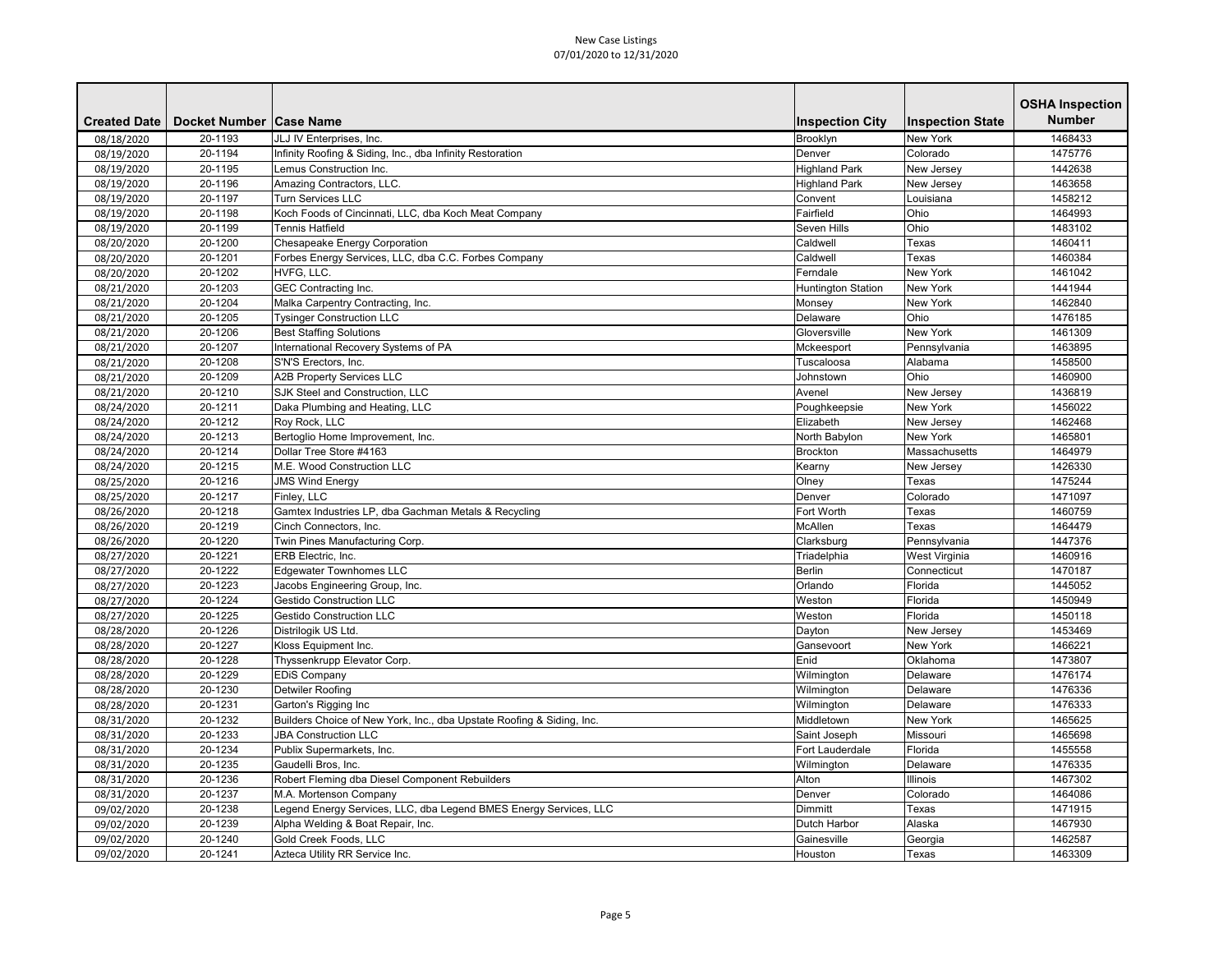New Case Listings
07/01/2020 to 12/31/2020

| Created Date | Docket Number | Case Name | Inspection City | Inspection State | OSHA Inspection Number |
|---|---|---|---|---|---|
| 08/18/2020 | 20-1193 | JLJ IV Enterprises, Inc. | Brooklyn | New York | 1468433 |
| 08/19/2020 | 20-1194 | Infinity Roofing & Siding, Inc., dba Infinity Restoration | Denver | Colorado | 1475776 |
| 08/19/2020 | 20-1195 | Lemus Construction Inc. | Highland Park | New Jersey | 1442638 |
| 08/19/2020 | 20-1196 | Amazing Contractors, LLC. | Highland Park | New Jersey | 1463658 |
| 08/19/2020 | 20-1197 | Turn Services LLC | Convent | Louisiana | 1458212 |
| 08/19/2020 | 20-1198 | Koch Foods of Cincinnati, LLC, dba Koch Meat Company | Fairfield | Ohio | 1464993 |
| 08/19/2020 | 20-1199 | Tennis Hatfield | Seven Hills | Ohio | 1483102 |
| 08/20/2020 | 20-1200 | Chesapeake Energy Corporation | Caldwell | Texas | 1460411 |
| 08/20/2020 | 20-1201 | Forbes Energy Services, LLC, dba C.C. Forbes Company | Caldwell | Texas | 1460384 |
| 08/20/2020 | 20-1202 | HVFG, LLC. | Ferndale | New York | 1461042 |
| 08/21/2020 | 20-1203 | GEC Contracting Inc. | Huntington Station | New York | 1441944 |
| 08/21/2020 | 20-1204 | Malka Carpentry Contracting, Inc. | Monsey | New York | 1462840 |
| 08/21/2020 | 20-1205 | Tysinger Construction LLC | Delaware | Ohio | 1476185 |
| 08/21/2020 | 20-1206 | Best Staffing Solutions | Gloversville | New York | 1461309 |
| 08/21/2020 | 20-1207 | International Recovery Systems of PA | Mckeesport | Pennsylvania | 1463895 |
| 08/21/2020 | 20-1208 | S'N'S Erectors, Inc. | Tuscaloosa | Alabama | 1458500 |
| 08/21/2020 | 20-1209 | A2B Property Services LLC | Johnstown | Ohio | 1460900 |
| 08/21/2020 | 20-1210 | SJK Steel and Construction, LLC | Avenel | New Jersey | 1436819 |
| 08/24/2020 | 20-1211 | Daka Plumbing and Heating, LLC | Poughkeepsie | New York | 1456022 |
| 08/24/2020 | 20-1212 | Roy Rock, LLC | Elizabeth | New Jersey | 1462468 |
| 08/24/2020 | 20-1213 | Bertoglio Home Improvement, Inc. | North Babylon | New York | 1465801 |
| 08/24/2020 | 20-1214 | Dollar Tree Store #4163 | Brockton | Massachusetts | 1464979 |
| 08/24/2020 | 20-1215 | M.E. Wood Construction LLC | Kearny | New Jersey | 1426330 |
| 08/25/2020 | 20-1216 | JMS Wind Energy | Olney | Texas | 1475244 |
| 08/25/2020 | 20-1217 | Finley, LLC | Denver | Colorado | 1471097 |
| 08/26/2020 | 20-1218 | Gamtex Industries LP, dba Gachman Metals & Recycling | Fort Worth | Texas | 1460759 |
| 08/26/2020 | 20-1219 | Cinch Connectors, Inc. | McAllen | Texas | 1464479 |
| 08/26/2020 | 20-1220 | Twin Pines Manufacturing Corp. | Clarksburg | Pennsylvania | 1447376 |
| 08/27/2020 | 20-1221 | ERB Electric, Inc. | Triadelphia | West Virginia | 1460916 |
| 08/27/2020 | 20-1222 | Edgewater Townhomes LLC | Berlin | Connecticut | 1470187 |
| 08/27/2020 | 20-1223 | Jacobs Engineering Group, Inc. | Orlando | Florida | 1445052 |
| 08/27/2020 | 20-1224 | Gestido Construction LLC | Weston | Florida | 1450949 |
| 08/27/2020 | 20-1225 | Gestido Construction LLC | Weston | Florida | 1450118 |
| 08/28/2020 | 20-1226 | Distrilogik US Ltd. | Dayton | New Jersey | 1453469 |
| 08/28/2020 | 20-1227 | Kloss Equipment Inc. | Gansevoort | New York | 1466221 |
| 08/28/2020 | 20-1228 | Thyssenkrupp Elevator Corp. | Enid | Oklahoma | 1473807 |
| 08/28/2020 | 20-1229 | EDiS Company | Wilmington | Delaware | 1476174 |
| 08/28/2020 | 20-1230 | Detwiler Roofing | Wilmington | Delaware | 1476336 |
| 08/28/2020 | 20-1231 | Garton's Rigging Inc | Wilmington | Delaware | 1476333 |
| 08/31/2020 | 20-1232 | Builders Choice of New York, Inc., dba Upstate Roofing & Siding, Inc. | Middletown | New York | 1465625 |
| 08/31/2020 | 20-1233 | JBA Construction LLC | Saint Joseph | Missouri | 1465698 |
| 08/31/2020 | 20-1234 | Publix Supermarkets, Inc. | Fort Lauderdale | Florida | 1455558 |
| 08/31/2020 | 20-1235 | Gaudelli Bros, Inc. | Wilmington | Delaware | 1476335 |
| 08/31/2020 | 20-1236 | Robert Fleming dba Diesel Component Rebuilders | Alton | Illinois | 1467302 |
| 08/31/2020 | 20-1237 | M.A. Mortenson Company | Denver | Colorado | 1464086 |
| 09/02/2020 | 20-1238 | Legend Energy Services, LLC, dba Legend BMES Energy Services, LLC | Dimmitt | Texas | 1471915 |
| 09/02/2020 | 20-1239 | Alpha Welding & Boat Repair, Inc. | Dutch Harbor | Alaska | 1467930 |
| 09/02/2020 | 20-1240 | Gold Creek Foods, LLC | Gainesville | Georgia | 1462587 |
| 09/02/2020 | 20-1241 | Azteca Utility RR Service Inc. | Houston | Texas | 1463309 |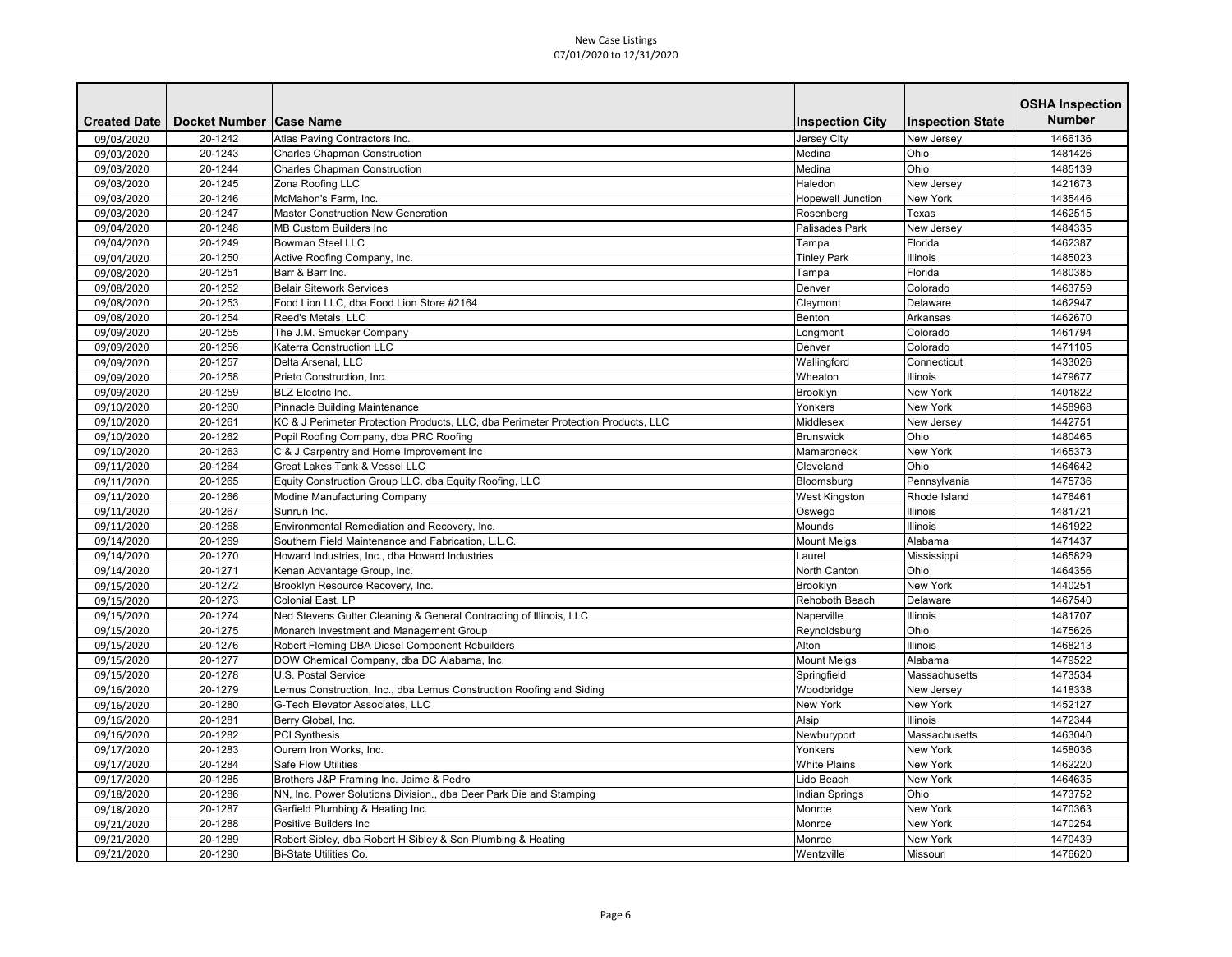New Case Listings
07/01/2020 to 12/31/2020

| Created Date | Docket Number | Case Name | Inspection City | Inspection State | OSHA Inspection Number |
|---|---|---|---|---|---|
| 09/03/2020 | 20-1242 | Atlas Paving Contractors Inc. | Jersey City | New Jersey | 1466136 |
| 09/03/2020 | 20-1243 | Charles Chapman Construction | Medina | Ohio | 1481426 |
| 09/03/2020 | 20-1244 | Charles Chapman Construction | Medina | Ohio | 1485139 |
| 09/03/2020 | 20-1245 | Zona Roofing LLC | Haledon | New Jersey | 1421673 |
| 09/03/2020 | 20-1246 | McMahon's Farm, Inc. | Hopewell Junction | New York | 1435446 |
| 09/03/2020 | 20-1247 | Master Construction New Generation | Rosenberg | Texas | 1462515 |
| 09/04/2020 | 20-1248 | MB Custom Builders Inc | Palisades Park | New Jersey | 1484335 |
| 09/04/2020 | 20-1249 | Bowman Steel LLC | Tampa | Florida | 1462387 |
| 09/04/2020 | 20-1250 | Active Roofing Company, Inc. | Tinley Park | Illinois | 1485023 |
| 09/08/2020 | 20-1251 | Barr & Barr Inc. | Tampa | Florida | 1480385 |
| 09/08/2020 | 20-1252 | Belair Sitework Services | Denver | Colorado | 1463759 |
| 09/08/2020 | 20-1253 | Food Lion LLC, dba Food Lion Store #2164 | Claymont | Delaware | 1462947 |
| 09/08/2020 | 20-1254 | Reed's Metals, LLC | Benton | Arkansas | 1462670 |
| 09/09/2020 | 20-1255 | The J.M. Smucker Company | Longmont | Colorado | 1461794 |
| 09/09/2020 | 20-1256 | Katerra Construction LLC | Denver | Colorado | 1471105 |
| 09/09/2020 | 20-1257 | Delta Arsenal, LLC | Wallingford | Connecticut | 1433026 |
| 09/09/2020 | 20-1258 | Prieto Construction, Inc. | Wheaton | Illinois | 1479677 |
| 09/09/2020 | 20-1259 | BLZ Electric Inc. | Brooklyn | New York | 1401822 |
| 09/10/2020 | 20-1260 | Pinnacle Building Maintenance | Yonkers | New York | 1458968 |
| 09/10/2020 | 20-1261 | KC & J Perimeter Protection Products, LLC, dba Perimeter Protection Products, LLC | Middlesex | New Jersey | 1442751 |
| 09/10/2020 | 20-1262 | Popil Roofing Company, dba PRC Roofing | Brunswick | Ohio | 1480465 |
| 09/10/2020 | 20-1263 | C & J Carpentry and Home Improvement Inc | Mamaroneck | New York | 1465373 |
| 09/11/2020 | 20-1264 | Great Lakes Tank & Vessel LLC | Cleveland | Ohio | 1464642 |
| 09/11/2020 | 20-1265 | Equity Construction Group LLC, dba Equity Roofing, LLC | Bloomsburg | Pennsylvania | 1475736 |
| 09/11/2020 | 20-1266 | Modine Manufacturing Company | West Kingston | Rhode Island | 1476461 |
| 09/11/2020 | 20-1267 | Sunrun Inc. | Oswego | Illinois | 1481721 |
| 09/11/2020 | 20-1268 | Environmental Remediation and Recovery, Inc. | Mounds | Illinois | 1461922 |
| 09/14/2020 | 20-1269 | Southern Field Maintenance and Fabrication, L.L.C. | Mount Meigs | Alabama | 1471437 |
| 09/14/2020 | 20-1270 | Howard Industries, Inc., dba Howard Industries | Laurel | Mississippi | 1465829 |
| 09/14/2020 | 20-1271 | Kenan Advantage Group, Inc. | North Canton | Ohio | 1464356 |
| 09/15/2020 | 20-1272 | Brooklyn Resource Recovery, Inc. | Brooklyn | New York | 1440251 |
| 09/15/2020 | 20-1273 | Colonial East, LP | Rehoboth Beach | Delaware | 1467540 |
| 09/15/2020 | 20-1274 | Ned Stevens Gutter Cleaning & General Contracting of Illinois, LLC | Naperville | Illinois | 1481707 |
| 09/15/2020 | 20-1275 | Monarch Investment and Management Group | Reynoldsburg | Ohio | 1475626 |
| 09/15/2020 | 20-1276 | Robert Fleming DBA Diesel Component Rebuilders | Alton | Illinois | 1468213 |
| 09/15/2020 | 20-1277 | DOW Chemical Company, dba DC Alabama, Inc. | Mount Meigs | Alabama | 1479522 |
| 09/15/2020 | 20-1278 | U.S. Postal Service | Springfield | Massachusetts | 1473534 |
| 09/16/2020 | 20-1279 | Lemus Construction, Inc., dba Lemus Construction Roofing and Siding | Woodbridge | New Jersey | 1418338 |
| 09/16/2020 | 20-1280 | G-Tech Elevator Associates, LLC | New York | New York | 1452127 |
| 09/16/2020 | 20-1281 | Berry Global, Inc. | Alsip | Illinois | 1472344 |
| 09/16/2020 | 20-1282 | PCI Synthesis | Newburyport | Massachusetts | 1463040 |
| 09/17/2020 | 20-1283 | Ourem Iron Works, Inc. | Yonkers | New York | 1458036 |
| 09/17/2020 | 20-1284 | Safe Flow Utilities | White Plains | New York | 1462220 |
| 09/17/2020 | 20-1285 | Brothers J&P Framing Inc. Jaime & Pedro | Lido Beach | New York | 1464635 |
| 09/18/2020 | 20-1286 | NN, Inc. Power Solutions Division., dba Deer Park Die and Stamping | Indian Springs | Ohio | 1473752 |
| 09/18/2020 | 20-1287 | Garfield Plumbing & Heating Inc. | Monroe | New York | 1470363 |
| 09/21/2020 | 20-1288 | Positive Builders Inc | Monroe | New York | 1470254 |
| 09/21/2020 | 20-1289 | Robert Sibley, dba Robert H Sibley & Son Plumbing & Heating | Monroe | New York | 1470439 |
| 09/21/2020 | 20-1290 | Bi-State Utilities Co. | Wentzville | Missouri | 1476620 |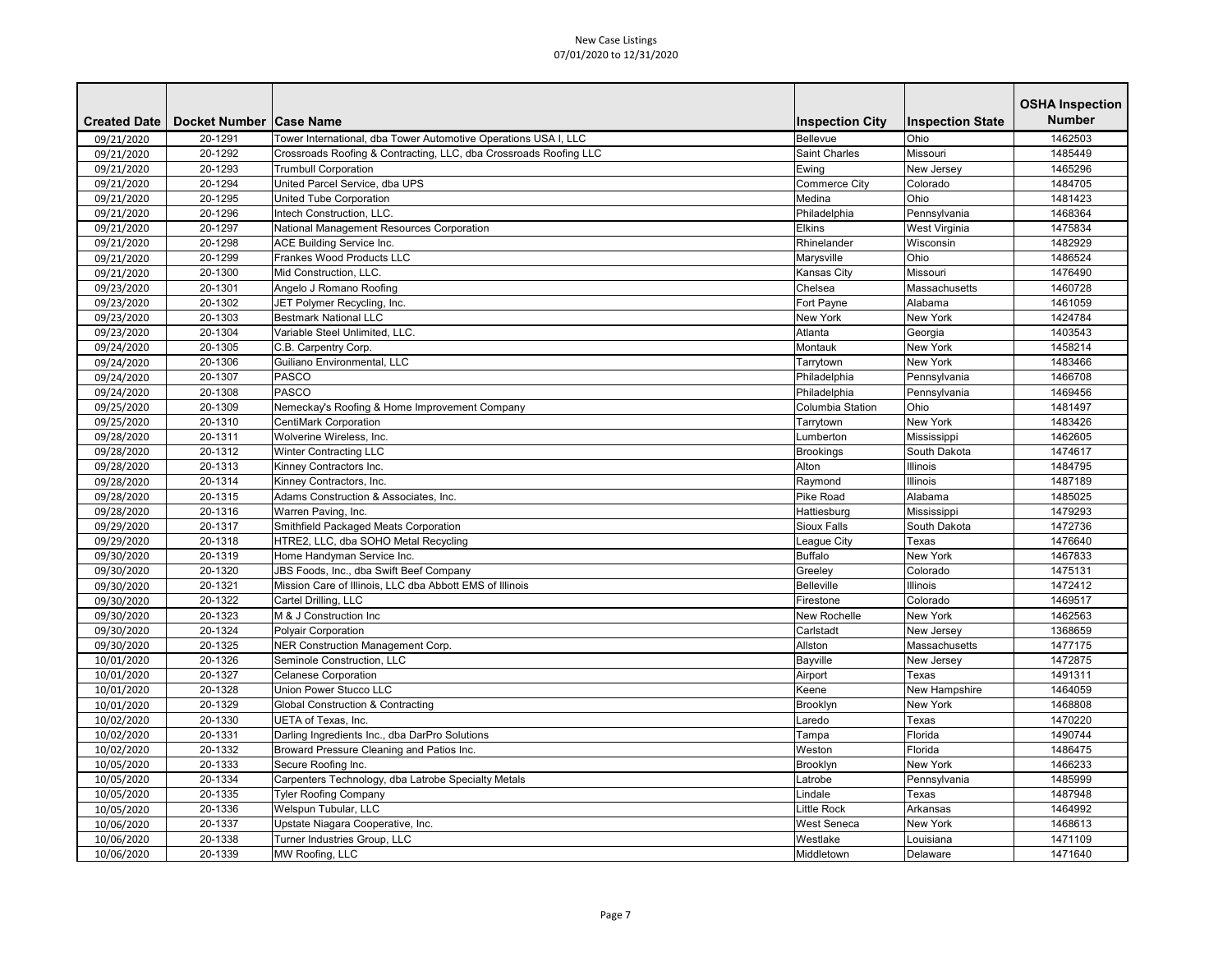New Case Listings
07/01/2020 to 12/31/2020

| Created Date | Docket Number | Case Name | Inspection City | Inspection State | OSHA Inspection Number |
|---|---|---|---|---|---|
| 09/21/2020 | 20-1291 | Tower International, dba Tower Automotive Operations USA I, LLC | Bellevue | Ohio | 1462503 |
| 09/21/2020 | 20-1292 | Crossroads Roofing & Contracting, LLC, dba Crossroads Roofing LLC | Saint Charles | Missouri | 1485449 |
| 09/21/2020 | 20-1293 | Trumbull Corporation | Ewing | New Jersey | 1465296 |
| 09/21/2020 | 20-1294 | United Parcel Service, dba UPS | Commerce City | Colorado | 1484705 |
| 09/21/2020 | 20-1295 | United Tube Corporation | Medina | Ohio | 1481423 |
| 09/21/2020 | 20-1296 | Intech Construction, LLC. | Philadelphia | Pennsylvania | 1468364 |
| 09/21/2020 | 20-1297 | National Management Resources Corporation | Elkins | West Virginia | 1475834 |
| 09/21/2020 | 20-1298 | ACE Building Service Inc. | Rhinelander | Wisconsin | 1482929 |
| 09/21/2020 | 20-1299 | Frankes Wood Products LLC | Marysville | Ohio | 1486524 |
| 09/21/2020 | 20-1300 | Mid Construction, LLC. | Kansas City | Missouri | 1476490 |
| 09/23/2020 | 20-1301 | Angelo J Romano Roofing | Chelsea | Massachusetts | 1460728 |
| 09/23/2020 | 20-1302 | JET Polymer Recycling, Inc. | Fort Payne | Alabama | 1461059 |
| 09/23/2020 | 20-1303 | Bestmark National LLC | New York | New York | 1424784 |
| 09/23/2020 | 20-1304 | Variable Steel Unlimited, LLC. | Atlanta | Georgia | 1403543 |
| 09/24/2020 | 20-1305 | C.B. Carpentry Corp. | Montauk | New York | 1458214 |
| 09/24/2020 | 20-1306 | Guiliano Environmental, LLC | Tarrytown | New York | 1483466 |
| 09/24/2020 | 20-1307 | PASCO | Philadelphia | Pennsylvania | 1466708 |
| 09/24/2020 | 20-1308 | PASCO | Philadelphia | Pennsylvania | 1469456 |
| 09/25/2020 | 20-1309 | Nemeckay's Roofing & Home Improvement Company | Columbia Station | Ohio | 1481497 |
| 09/25/2020 | 20-1310 | CentiMark Corporation | Tarrytown | New York | 1483426 |
| 09/28/2020 | 20-1311 | Wolverine Wireless, Inc. | Lumberton | Mississippi | 1462605 |
| 09/28/2020 | 20-1312 | Winter Contracting LLC | Brookings | South Dakota | 1474617 |
| 09/28/2020 | 20-1313 | Kinney Contractors Inc. | Alton | Illinois | 1484795 |
| 09/28/2020 | 20-1314 | Kinney Contractors, Inc. | Raymond | Illinois | 1487189 |
| 09/28/2020 | 20-1315 | Adams Construction & Associates, Inc. | Pike Road | Alabama | 1485025 |
| 09/28/2020 | 20-1316 | Warren Paving, Inc. | Hattiesburg | Mississippi | 1479293 |
| 09/29/2020 | 20-1317 | Smithfield Packaged Meats Corporation | Sioux Falls | South Dakota | 1472736 |
| 09/29/2020 | 20-1318 | HTRE2, LLC, dba SOHO Metal Recycling | League City | Texas | 1476640 |
| 09/30/2020 | 20-1319 | Home Handyman Service Inc. | Buffalo | New York | 1467833 |
| 09/30/2020 | 20-1320 | JBS Foods, Inc., dba Swift Beef Company | Greeley | Colorado | 1475131 |
| 09/30/2020 | 20-1321 | Mission Care of Illinois, LLC dba Abbott EMS of Illinois | Belleville | Illinois | 1472412 |
| 09/30/2020 | 20-1322 | Cartel Drilling, LLC | Firestone | Colorado | 1469517 |
| 09/30/2020 | 20-1323 | M & J Construction Inc | New Rochelle | New York | 1462563 |
| 09/30/2020 | 20-1324 | Polyair Corporation | Carlstadt | New Jersey | 1368659 |
| 09/30/2020 | 20-1325 | NER Construction Management Corp. | Allston | Massachusetts | 1477175 |
| 10/01/2020 | 20-1326 | Seminole Construction, LLC | Bayville | New Jersey | 1472875 |
| 10/01/2020 | 20-1327 | Celanese Corporation | Airport | Texas | 1491311 |
| 10/01/2020 | 20-1328 | Union Power Stucco LLC | Keene | New Hampshire | 1464059 |
| 10/01/2020 | 20-1329 | Global Construction & Contracting | Brooklyn | New York | 1468808 |
| 10/02/2020 | 20-1330 | UETA of Texas, Inc. | Laredo | Texas | 1470220 |
| 10/02/2020 | 20-1331 | Darling Ingredients Inc., dba DarPro Solutions | Tampa | Florida | 1490744 |
| 10/02/2020 | 20-1332 | Broward Pressure Cleaning and Patios Inc. | Weston | Florida | 1486475 |
| 10/05/2020 | 20-1333 | Secure Roofing Inc. | Brooklyn | New York | 1466233 |
| 10/05/2020 | 20-1334 | Carpenters Technology, dba Latrobe Specialty Metals | Latrobe | Pennsylvania | 1485999 |
| 10/05/2020 | 20-1335 | Tyler Roofing Company | Lindale | Texas | 1487948 |
| 10/05/2020 | 20-1336 | Welspun Tubular, LLC | Little Rock | Arkansas | 1464992 |
| 10/06/2020 | 20-1337 | Upstate Niagara Cooperative, Inc. | West Seneca | New York | 1468613 |
| 10/06/2020 | 20-1338 | Turner Industries Group, LLC | Westlake | Louisiana | 1471109 |
| 10/06/2020 | 20-1339 | MW Roofing, LLC | Middletown | Delaware | 1471640 |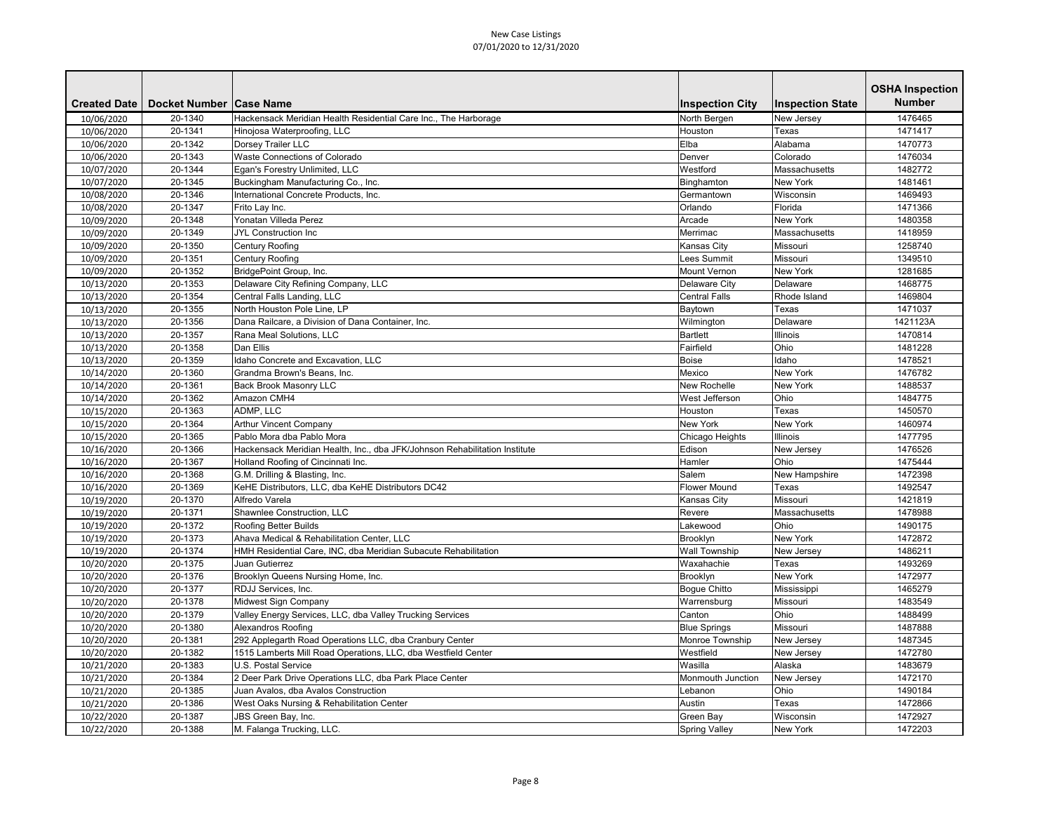New Case Listings
07/01/2020 to 12/31/2020

| Created Date | Docket Number | Case Name | Inspection City | Inspection State | OSHA Inspection Number |
|---|---|---|---|---|---|
| 10/06/2020 | 20-1340 | Hackensack Meridian Health Residential Care Inc., The Harborage | North Bergen | New Jersey | 1476465 |
| 10/06/2020 | 20-1341 | Hinojosa Waterproofing, LLC | Houston | Texas | 1471417 |
| 10/06/2020 | 20-1342 | Dorsey Trailer LLC | Elba | Alabama | 1470773 |
| 10/06/2020 | 20-1343 | Waste Connections of Colorado | Denver | Colorado | 1476034 |
| 10/07/2020 | 20-1344 | Egan's Forestry Unlimited, LLC | Westford | Massachusetts | 1482772 |
| 10/07/2020 | 20-1345 | Buckingham Manufacturing Co., Inc. | Binghamton | New York | 1481461 |
| 10/08/2020 | 20-1346 | International Concrete Products, Inc. | Germantown | Wisconsin | 1469493 |
| 10/08/2020 | 20-1347 | Frito Lay Inc. | Orlando | Florida | 1471366 |
| 10/09/2020 | 20-1348 | Yonatan Villeda Perez | Arcade | New York | 1480358 |
| 10/09/2020 | 20-1349 | JYL Construction Inc | Merrimac | Massachusetts | 1418959 |
| 10/09/2020 | 20-1350 | Century Roofing | Kansas City | Missouri | 1258740 |
| 10/09/2020 | 20-1351 | Century Roofing | Lees Summit | Missouri | 1349510 |
| 10/09/2020 | 20-1352 | BridgePoint Group, Inc. | Mount Vernon | New York | 1281685 |
| 10/13/2020 | 20-1353 | Delaware City Refining Company, LLC | Delaware City | Delaware | 1468775 |
| 10/13/2020 | 20-1354 | Central Falls Landing, LLC | Central Falls | Rhode Island | 1469804 |
| 10/13/2020 | 20-1355 | North Houston Pole Line, LP | Baytown | Texas | 1471037 |
| 10/13/2020 | 20-1356 | Dana Railcare, a Division of Dana Container, Inc. | Wilmington | Delaware | 1421123A |
| 10/13/2020 | 20-1357 | Rana Meal Solutions, LLC | Bartlett | Illinois | 1470814 |
| 10/13/2020 | 20-1358 | Dan Ellis | Fairfield | Ohio | 1481228 |
| 10/13/2020 | 20-1359 | Idaho Concrete and Excavation, LLC | Boise | Idaho | 1478521 |
| 10/14/2020 | 20-1360 | Grandma Brown's Beans, Inc. | Mexico | New York | 1476782 |
| 10/14/2020 | 20-1361 | Back Brook Masonry LLC | New Rochelle | New York | 1488537 |
| 10/14/2020 | 20-1362 | Amazon CMH4 | West Jefferson | Ohio | 1484775 |
| 10/15/2020 | 20-1363 | ADMP, LLC | Houston | Texas | 1450570 |
| 10/15/2020 | 20-1364 | Arthur Vincent Company | New York | New York | 1460974 |
| 10/15/2020 | 20-1365 | Pablo Mora dba Pablo Mora | Chicago Heights | Illinois | 1477795 |
| 10/16/2020 | 20-1366 | Hackensack Meridian Health, Inc., dba JFK/Johnson Rehabilitation Institute | Edison | New Jersey | 1476526 |
| 10/16/2020 | 20-1367 | Holland Roofing of Cincinnati Inc. | Hamler | Ohio | 1475444 |
| 10/16/2020 | 20-1368 | G.M. Drilling & Blasting, Inc. | Salem | New Hampshire | 1472398 |
| 10/16/2020 | 20-1369 | KeHE Distributors, LLC, dba KeHE Distributors DC42 | Flower Mound | Texas | 1492547 |
| 10/19/2020 | 20-1370 | Alfredo Varela | Kansas City | Missouri | 1421819 |
| 10/19/2020 | 20-1371 | Shawnlee Construction, LLC | Revere | Massachusetts | 1478988 |
| 10/19/2020 | 20-1372 | Roofing Better Builds | Lakewood | Ohio | 1490175 |
| 10/19/2020 | 20-1373 | Ahava Medical & Rehabilitation Center, LLC | Brooklyn | New York | 1472872 |
| 10/19/2020 | 20-1374 | HMH Residential Care, INC, dba Meridian Subacute Rehabilitation | Wall Township | New Jersey | 1486211 |
| 10/20/2020 | 20-1375 | Juan Gutierrez | Waxahachie | Texas | 1493269 |
| 10/20/2020 | 20-1376 | Brooklyn Queens Nursing Home, Inc. | Brooklyn | New York | 1472977 |
| 10/20/2020 | 20-1377 | RDJJ Services, Inc. | Bogue Chitto | Mississippi | 1465279 |
| 10/20/2020 | 20-1378 | Midwest Sign Company | Warrensburg | Missouri | 1483549 |
| 10/20/2020 | 20-1379 | Valley Energy Services, LLC, dba Valley Trucking Services | Canton | Ohio | 1488499 |
| 10/20/2020 | 20-1380 | Alexandros Roofing | Blue Springs | Missouri | 1487888 |
| 10/20/2020 | 20-1381 | 292 Applegarth Road Operations LLC, dba Cranbury Center | Monroe Township | New Jersey | 1487345 |
| 10/20/2020 | 20-1382 | 1515 Lamberts Mill Road Operations, LLC, dba Westfield Center | Westfield | New Jersey | 1472780 |
| 10/21/2020 | 20-1383 | U.S. Postal Service | Wasilla | Alaska | 1483679 |
| 10/21/2020 | 20-1384 | 2 Deer Park Drive Operations LLC, dba Park Place Center | Monmouth Junction | New Jersey | 1472170 |
| 10/21/2020 | 20-1385 | Juan Avalos, dba Avalos Construction | Lebanon | Ohio | 1490184 |
| 10/21/2020 | 20-1386 | West Oaks Nursing & Rehabilitation Center | Austin | Texas | 1472866 |
| 10/22/2020 | 20-1387 | JBS Green Bay, Inc. | Green Bay | Wisconsin | 1472927 |
| 10/22/2020 | 20-1388 | M. Falanga Trucking, LLC. | Spring Valley | New York | 1472203 |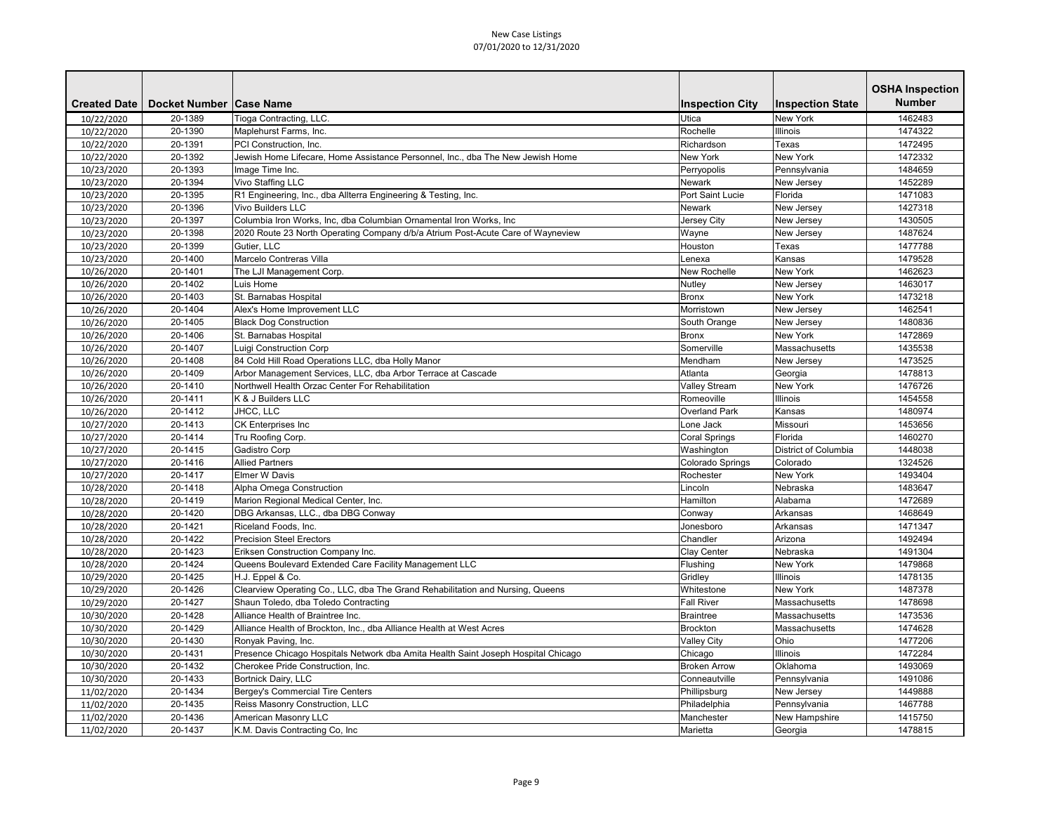New Case Listings
07/01/2020 to 12/31/2020

| Created Date | Docket Number | Case Name | Inspection City | Inspection State | OSHA Inspection Number |
|---|---|---|---|---|---|
| 10/22/2020 | 20-1389 | Tioga Contracting, LLC. | Utica | New York | 1462483 |
| 10/22/2020 | 20-1390 | Maplehurst Farms, Inc. | Rochelle | Illinois | 1474322 |
| 10/22/2020 | 20-1391 | PCI Construction, Inc. | Richardson | Texas | 1472495 |
| 10/22/2020 | 20-1392 | Jewish Home Lifecare, Home Assistance Personnel, Inc., dba The New Jewish Home | New York | New York | 1472332 |
| 10/23/2020 | 20-1393 | Image Time Inc. | Perryopolis | Pennsylvania | 1484659 |
| 10/23/2020 | 20-1394 | Vivo Staffing LLC | Newark | New Jersey | 1452289 |
| 10/23/2020 | 20-1395 | R1 Engineering, Inc., dba Allterra Engineering & Testing, Inc. | Port Saint Lucie | Florida | 1471083 |
| 10/23/2020 | 20-1396 | Vivo Builders LLC | Newark | New Jersey | 1427318 |
| 10/23/2020 | 20-1397 | Columbia Iron Works, Inc, dba Columbian Ornamental Iron Works, Inc | Jersey City | New Jersey | 1430505 |
| 10/23/2020 | 20-1398 | 2020 Route 23 North Operating Company d/b/a Atrium Post-Acute Care of Wayneview | Wayne | New Jersey | 1487624 |
| 10/23/2020 | 20-1399 | Gutier, LLC | Houston | Texas | 1477788 |
| 10/23/2020 | 20-1400 | Marcelo Contreras Villa | Lenexa | Kansas | 1479528 |
| 10/26/2020 | 20-1401 | The LJI Management Corp. | New Rochelle | New York | 1462623 |
| 10/26/2020 | 20-1402 | Luis Home | Nutley | New Jersey | 1463017 |
| 10/26/2020 | 20-1403 | St. Barnabas Hospital | Bronx | New York | 1473218 |
| 10/26/2020 | 20-1404 | Alex's Home Improvement LLC | Morristown | New Jersey | 1462541 |
| 10/26/2020 | 20-1405 | Black Dog Construction | South Orange | New Jersey | 1480836 |
| 10/26/2020 | 20-1406 | St. Barnabas Hospital | Bronx | New York | 1472869 |
| 10/26/2020 | 20-1407 | Luigi Construction Corp | Somerville | Massachusetts | 1435538 |
| 10/26/2020 | 20-1408 | 84 Cold Hill Road Operations LLC, dba Holly Manor | Mendham | New Jersey | 1473525 |
| 10/26/2020 | 20-1409 | Arbor Management Services, LLC, dba Arbor Terrace at Cascade | Atlanta | Georgia | 1478813 |
| 10/26/2020 | 20-1410 | Northwell Health Orzac Center For Rehabilitation | Valley Stream | New York | 1476726 |
| 10/26/2020 | 20-1411 | K & J Builders LLC | Romeoville | Illinois | 1454558 |
| 10/26/2020 | 20-1412 | JHCC, LLC | Overland Park | Kansas | 1480974 |
| 10/27/2020 | 20-1413 | CK Enterprises Inc | Lone Jack | Missouri | 1453656 |
| 10/27/2020 | 20-1414 | Tru Roofing Corp. | Coral Springs | Florida | 1460270 |
| 10/27/2020 | 20-1415 | Gadistro Corp | Washington | District of Columbia | 1448038 |
| 10/27/2020 | 20-1416 | Allied Partners | Colorado Springs | Colorado | 1324526 |
| 10/27/2020 | 20-1417 | Elmer W Davis | Rochester | New York | 1493404 |
| 10/28/2020 | 20-1418 | Alpha Omega Construction | Lincoln | Nebraska | 1483647 |
| 10/28/2020 | 20-1419 | Marion Regional Medical Center, Inc. | Hamilton | Alabama | 1472689 |
| 10/28/2020 | 20-1420 | DBG Arkansas, LLC., dba DBG Conway | Conway | Arkansas | 1468649 |
| 10/28/2020 | 20-1421 | Riceland Foods, Inc. | Jonesboro | Arkansas | 1471347 |
| 10/28/2020 | 20-1422 | Precision Steel Erectors | Chandler | Arizona | 1492494 |
| 10/28/2020 | 20-1423 | Eriksen Construction Company Inc. | Clay Center | Nebraska | 1491304 |
| 10/28/2020 | 20-1424 | Queens Boulevard Extended Care Facility Management LLC | Flushing | New York | 1479868 |
| 10/29/2020 | 20-1425 | H.J. Eppel & Co. | Gridley | Illinois | 1478135 |
| 10/29/2020 | 20-1426 | Clearview Operating Co., LLC, dba The Grand Rehabilitation and Nursing, Queens | Whitestone | New York | 1487378 |
| 10/29/2020 | 20-1427 | Shaun Toledo, dba Toledo Contracting | Fall River | Massachusetts | 1478698 |
| 10/30/2020 | 20-1428 | Alliance Health of Braintree Inc. | Braintree | Massachusetts | 1473536 |
| 10/30/2020 | 20-1429 | Alliance Health of Brockton, Inc., dba Alliance Health at West Acres | Brockton | Massachusetts | 1474628 |
| 10/30/2020 | 20-1430 | Ronyak Paving, Inc. | Valley City | Ohio | 1477206 |
| 10/30/2020 | 20-1431 | Presence Chicago Hospitals Network dba Amita Health Saint Joseph Hospital Chicago | Chicago | Illinois | 1472284 |
| 10/30/2020 | 20-1432 | Cherokee Pride Construction, Inc. | Broken Arrow | Oklahoma | 1493069 |
| 10/30/2020 | 20-1433 | Bortnick Dairy, LLC | Conneautville | Pennsylvania | 1491086 |
| 11/02/2020 | 20-1434 | Bergey's Commercial Tire Centers | Phillipsburg | New Jersey | 1449888 |
| 11/02/2020 | 20-1435 | Reiss Masonry Construction, LLC | Philadelphia | Pennsylvania | 1467788 |
| 11/02/2020 | 20-1436 | American Masonry LLC | Manchester | New Hampshire | 1415750 |
| 11/02/2020 | 20-1437 | K.M. Davis Contracting Co, Inc | Marietta | Georgia | 1478815 |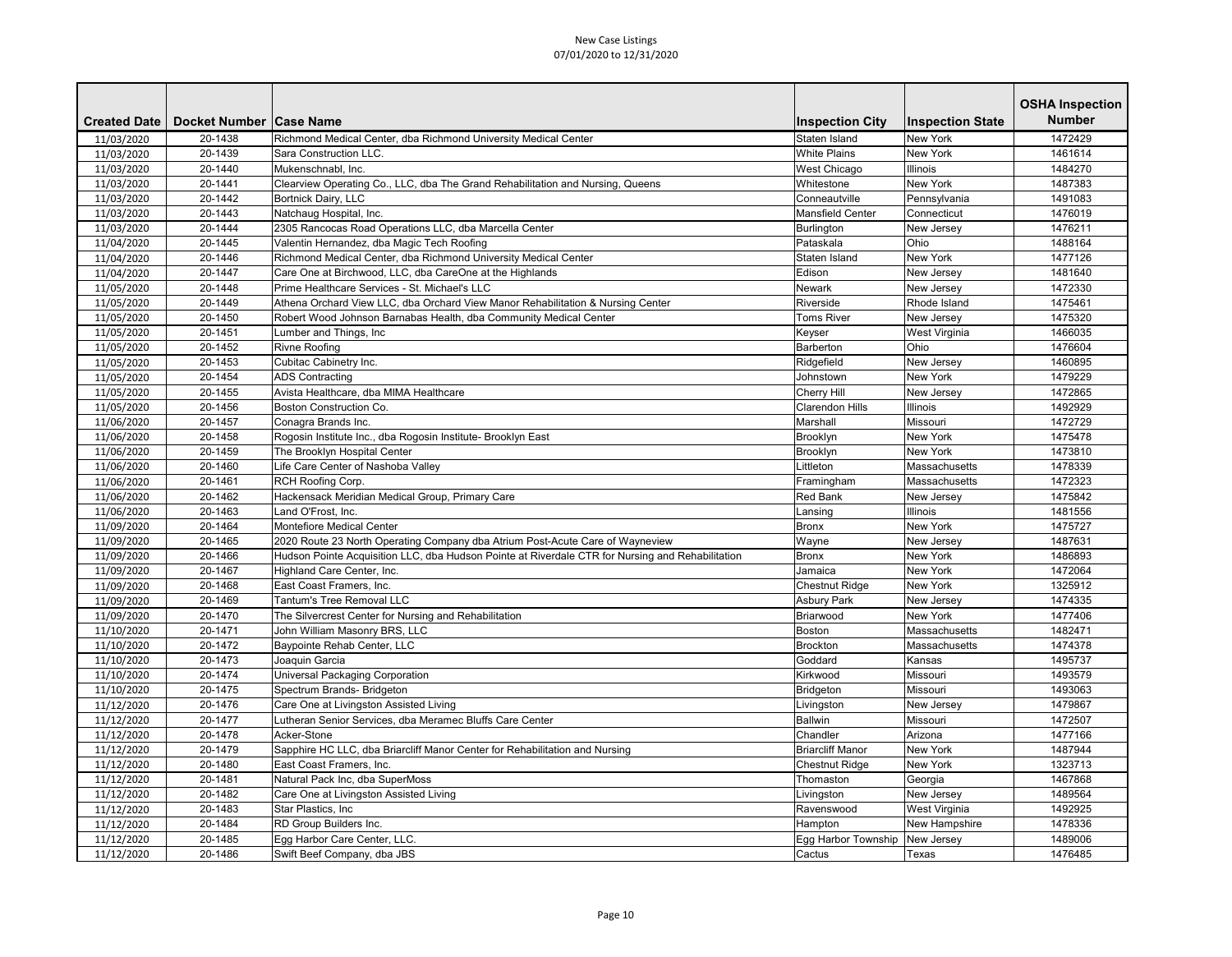| Created Date | Docket Number | Case Name | Inspection City | Inspection State | OSHA Inspection Number |
|---|---|---|---|---|---|
| 11/03/2020 | 20-1438 | Richmond Medical Center, dba Richmond University Medical Center | Staten Island | New York | 1472429 |
| 11/03/2020 | 20-1439 | Sara Construction LLC. | White Plains | New York | 1461614 |
| 11/03/2020 | 20-1440 | Mukenschnabl, Inc. | West Chicago | Illinois | 1484270 |
| 11/03/2020 | 20-1441 | Clearview Operating Co., LLC, dba The Grand Rehabilitation and Nursing, Queens | Whitestone | New York | 1487383 |
| 11/03/2020 | 20-1442 | Bortnick Dairy, LLC | Conneautville | Pennsylvania | 1491083 |
| 11/03/2020 | 20-1443 | Natchaug Hospital, Inc. | Mansfield Center | Connecticut | 1476019 |
| 11/03/2020 | 20-1444 | 2305 Rancocas Road Operations LLC, dba Marcella Center | Burlington | New Jersey | 1476211 |
| 11/04/2020 | 20-1445 | Valentin Hernandez, dba Magic Tech Roofing | Pataskala | Ohio | 1488164 |
| 11/04/2020 | 20-1446 | Richmond Medical Center, dba Richmond University Medical Center | Staten Island | New York | 1477126 |
| 11/04/2020 | 20-1447 | Care One at Birchwood, LLC, dba CareOne at the Highlands | Edison | New Jersey | 1481640 |
| 11/05/2020 | 20-1448 | Prime Healthcare Services - St. Michael's LLC | Newark | New Jersey | 1472330 |
| 11/05/2020 | 20-1449 | Athena Orchard View LLC, dba Orchard View Manor Rehabilitation & Nursing Center | Riverside | Rhode Island | 1475461 |
| 11/05/2020 | 20-1450 | Robert Wood Johnson Barnabas Health, dba Community Medical Center | Toms River | New Jersey | 1475320 |
| 11/05/2020 | 20-1451 | Lumber and Things, Inc | Keyser | West Virginia | 1466035 |
| 11/05/2020 | 20-1452 | Rivne Roofing | Barberton | Ohio | 1476604 |
| 11/05/2020 | 20-1453 | Cubitac Cabinetry Inc. | Ridgefield | New Jersey | 1460895 |
| 11/05/2020 | 20-1454 | ADS Contracting | Johnstown | New York | 1479229 |
| 11/05/2020 | 20-1455 | Avista Healthcare, dba MIMA Healthcare | Cherry Hill | New Jersey | 1472865 |
| 11/05/2020 | 20-1456 | Boston Construction Co. | Clarendon Hills | Illinois | 1492929 |
| 11/06/2020 | 20-1457 | Conagra Brands Inc. | Marshall | Missouri | 1472729 |
| 11/06/2020 | 20-1458 | Rogosin Institute Inc., dba Rogosin Institute- Brooklyn East | Brooklyn | New York | 1475478 |
| 11/06/2020 | 20-1459 | The Brooklyn Hospital Center | Brooklyn | New York | 1473810 |
| 11/06/2020 | 20-1460 | Life Care Center of Nashoba Valley | Littleton | Massachusetts | 1478339 |
| 11/06/2020 | 20-1461 | RCH Roofing Corp. | Framingham | Massachusetts | 1472323 |
| 11/06/2020 | 20-1462 | Hackensack Meridian Medical Group, Primary Care | Red Bank | New Jersey | 1475842 |
| 11/06/2020 | 20-1463 | Land O'Frost, Inc. | Lansing | Illinois | 1481556 |
| 11/09/2020 | 20-1464 | Montefiore Medical Center | Bronx | New York | 1475727 |
| 11/09/2020 | 20-1465 | 2020 Route 23 North Operating Company dba Atrium Post-Acute Care of Wayneview | Wayne | New Jersey | 1487631 |
| 11/09/2020 | 20-1466 | Hudson Pointe Acquisition LLC, dba Hudson Pointe at Riverdale CTR for Nursing and Rehabilitation | Bronx | New York | 1486893 |
| 11/09/2020 | 20-1467 | Highland Care Center, Inc. | Jamaica | New York | 1472064 |
| 11/09/2020 | 20-1468 | East Coast Framers, Inc. | Chestnut Ridge | New York | 1325912 |
| 11/09/2020 | 20-1469 | Tantum's Tree Removal LLC | Asbury Park | New Jersey | 1474335 |
| 11/09/2020 | 20-1470 | The Silvercrest Center for Nursing and Rehabilitation | Briarwood | New York | 1477406 |
| 11/10/2020 | 20-1471 | John William Masonry BRS, LLC | Boston | Massachusetts | 1482471 |
| 11/10/2020 | 20-1472 | Baypointe Rehab Center, LLC | Brockton | Massachusetts | 1474378 |
| 11/10/2020 | 20-1473 | Joaquin Garcia | Goddard | Kansas | 1495737 |
| 11/10/2020 | 20-1474 | Universal Packaging Corporation | Kirkwood | Missouri | 1493579 |
| 11/10/2020 | 20-1475 | Spectrum Brands- Bridgeton | Bridgeton | Missouri | 1493063 |
| 11/12/2020 | 20-1476 | Care One at Livingston Assisted Living | Livingston | New Jersey | 1479867 |
| 11/12/2020 | 20-1477 | Lutheran Senior Services, dba Meramec Bluffs Care Center | Ballwin | Missouri | 1472507 |
| 11/12/2020 | 20-1478 | Acker-Stone | Chandler | Arizona | 1477166 |
| 11/12/2020 | 20-1479 | Sapphire HC LLC, dba Briarcliff Manor Center for Rehabilitation and Nursing | Briarcliff Manor | New York | 1487944 |
| 11/12/2020 | 20-1480 | East Coast Framers, Inc. | Chestnut Ridge | New York | 1323713 |
| 11/12/2020 | 20-1481 | Natural Pack Inc, dba SuperMoss | Thomaston | Georgia | 1467868 |
| 11/12/2020 | 20-1482 | Care One at Livingston Assisted Living | Livingston | New Jersey | 1489564 |
| 11/12/2020 | 20-1483 | Star Plastics, Inc | Ravenswood | West Virginia | 1492925 |
| 11/12/2020 | 20-1484 | RD Group Builders Inc. | Hampton | New Hampshire | 1478336 |
| 11/12/2020 | 20-1485 | Egg Harbor Care Center, LLC. | Egg Harbor Township | New Jersey | 1489006 |
| 11/12/2020 | 20-1486 | Swift Beef Company, dba JBS | Cactus | Texas | 1476485 |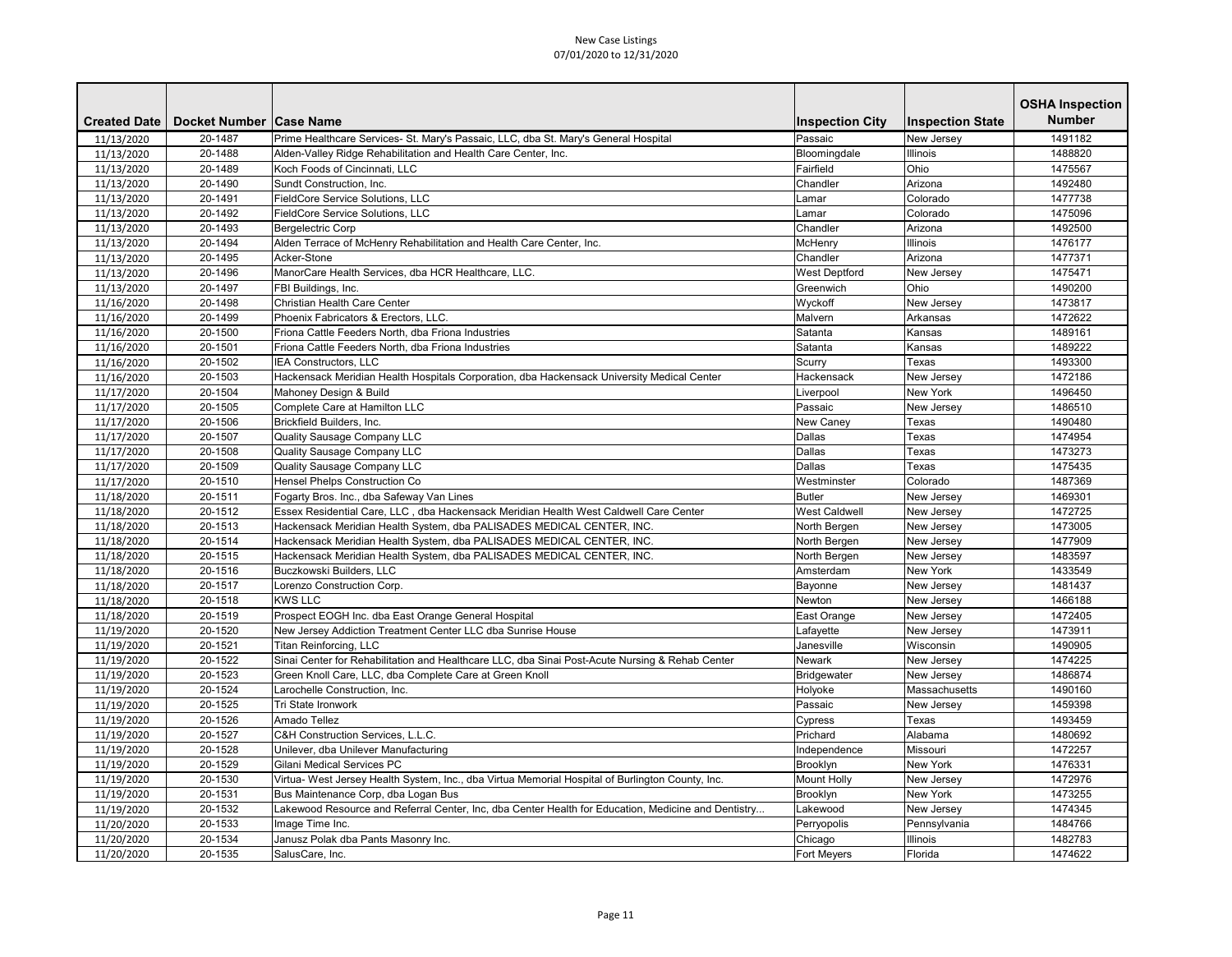New Case Listings
07/01/2020 to 12/31/2020

| Created Date | Docket Number | Case Name | Inspection City | Inspection State | OSHA Inspection Number |
|---|---|---|---|---|---|
| 11/13/2020 | 20-1487 | Prime Healthcare Services- St. Mary's Passaic, LLC, dba St. Mary's General Hospital | Passaic | New Jersey | 1491182 |
| 11/13/2020 | 20-1488 | Alden-Valley Ridge Rehabilitation and Health Care Center, Inc. | Bloomingdale | Illinois | 1488820 |
| 11/13/2020 | 20-1489 | Koch Foods of Cincinnati, LLC | Fairfield | Ohio | 1475567 |
| 11/13/2020 | 20-1490 | Sundt Construction, Inc. | Chandler | Arizona | 1492480 |
| 11/13/2020 | 20-1491 | FieldCore Service Solutions, LLC | Lamar | Colorado | 1477738 |
| 11/13/2020 | 20-1492 | FieldCore Service Solutions, LLC | Lamar | Colorado | 1475096 |
| 11/13/2020 | 20-1493 | Bergelectric Corp | Chandler | Arizona | 1492500 |
| 11/13/2020 | 20-1494 | Alden Terrace of McHenry Rehabilitation and Health Care Center, Inc. | McHenry | Illinois | 1476177 |
| 11/13/2020 | 20-1495 | Acker-Stone | Chandler | Arizona | 1477371 |
| 11/13/2020 | 20-1496 | ManorCare Health Services, dba HCR Healthcare, LLC. | West Deptford | New Jersey | 1475471 |
| 11/13/2020 | 20-1497 | FBI Buildings, Inc. | Greenwich | Ohio | 1490200 |
| 11/16/2020 | 20-1498 | Christian Health Care Center | Wyckoff | New Jersey | 1473817 |
| 11/16/2020 | 20-1499 | Phoenix Fabricators & Erectors, LLC. | Malvern | Arkansas | 1472622 |
| 11/16/2020 | 20-1500 | Friona Cattle Feeders North, dba Friona Industries | Satanta | Kansas | 1489161 |
| 11/16/2020 | 20-1501 | Friona Cattle Feeders North, dba Friona Industries | Satanta | Kansas | 1489222 |
| 11/16/2020 | 20-1502 | IEA Constructors, LLC | Scurry | Texas | 1493300 |
| 11/16/2020 | 20-1503 | Hackensack Meridian Health Hospitals Corporation, dba Hackensack University Medical Center | Hackensack | New Jersey | 1472186 |
| 11/17/2020 | 20-1504 | Mahoney Design & Build | Liverpool | New York | 1496450 |
| 11/17/2020 | 20-1505 | Complete Care at Hamilton LLC | Passaic | New Jersey | 1486510 |
| 11/17/2020 | 20-1506 | Brickfield Builders, Inc. | New Caney | Texas | 1490480 |
| 11/17/2020 | 20-1507 | Quality Sausage Company LLC | Dallas | Texas | 1474954 |
| 11/17/2020 | 20-1508 | Quality Sausage Company LLC | Dallas | Texas | 1473273 |
| 11/17/2020 | 20-1509 | Quality Sausage Company LLC | Dallas | Texas | 1475435 |
| 11/17/2020 | 20-1510 | Hensel Phelps Construction Co | Westminster | Colorado | 1487369 |
| 11/18/2020 | 20-1511 | Fogarty Bros. Inc., dba Safeway Van Lines | Butler | New Jersey | 1469301 |
| 11/18/2020 | 20-1512 | Essex Residential Care, LLC , dba Hackensack Meridian Health West Caldwell Care Center | West Caldwell | New Jersey | 1472725 |
| 11/18/2020 | 20-1513 | Hackensack Meridian Health System, dba PALISADES MEDICAL CENTER, INC. | North Bergen | New Jersey | 1473005 |
| 11/18/2020 | 20-1514 | Hackensack Meridian Health System, dba PALISADES MEDICAL CENTER, INC. | North Bergen | New Jersey | 1477909 |
| 11/18/2020 | 20-1515 | Hackensack Meridian Health System, dba PALISADES MEDICAL CENTER, INC. | North Bergen | New Jersey | 1483597 |
| 11/18/2020 | 20-1516 | Buczkowski Builders, LLC | Amsterdam | New York | 1433549 |
| 11/18/2020 | 20-1517 | Lorenzo Construction Corp. | Bayonne | New Jersey | 1481437 |
| 11/18/2020 | 20-1518 | KWS LLC | Newton | New Jersey | 1466188 |
| 11/18/2020 | 20-1519 | Prospect EOGH Inc. dba East Orange General Hospital | East Orange | New Jersey | 1472405 |
| 11/19/2020 | 20-1520 | New Jersey Addiction Treatment Center LLC dba Sunrise House | Lafayette | New Jersey | 1473911 |
| 11/19/2020 | 20-1521 | Titan Reinforcing, LLC | Janesville | Wisconsin | 1490905 |
| 11/19/2020 | 20-1522 | Sinai Center for Rehabilitation and Healthcare LLC, dba Sinai Post-Acute Nursing & Rehab Center | Newark | New Jersey | 1474225 |
| 11/19/2020 | 20-1523 | Green Knoll Care, LLC, dba Complete Care at Green Knoll | Bridgewater | New Jersey | 1486874 |
| 11/19/2020 | 20-1524 | Larochelle Construction, Inc. | Holyoke | Massachusetts | 1490160 |
| 11/19/2020 | 20-1525 | Tri State Ironwork | Passaic | New Jersey | 1459398 |
| 11/19/2020 | 20-1526 | Amado Tellez | Cypress | Texas | 1493459 |
| 11/19/2020 | 20-1527 | C&H Construction Services, L.L.C. | Prichard | Alabama | 1480692 |
| 11/19/2020 | 20-1528 | Unilever, dba Unilever Manufacturing | Independence | Missouri | 1472257 |
| 11/19/2020 | 20-1529 | Gilani Medical Services PC | Brooklyn | New York | 1476331 |
| 11/19/2020 | 20-1530 | Virtua- West Jersey Health System, Inc., dba Virtua Memorial Hospital of Burlington County, Inc. | Mount Holly | New Jersey | 1472976 |
| 11/19/2020 | 20-1531 | Bus Maintenance Corp, dba Logan Bus | Brooklyn | New York | 1473255 |
| 11/19/2020 | 20-1532 | Lakewood Resource and Referral Center, Inc, dba Center Health for Education, Medicine and Dentistry... | Lakewood | New Jersey | 1474345 |
| 11/20/2020 | 20-1533 | Image Time Inc. | Perryopolis | Pennsylvania | 1484766 |
| 11/20/2020 | 20-1534 | Janusz Polak dba Pants Masonry Inc. | Chicago | Illinois | 1482783 |
| 11/20/2020 | 20-1535 | SalusCare, Inc. | Fort Meyers | Florida | 1474622 |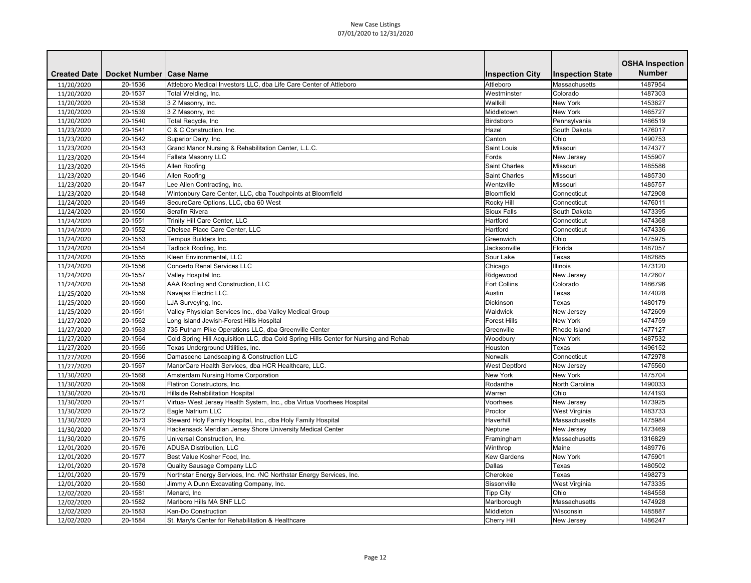New Case Listings
07/01/2020 to 12/31/2020

| Created Date | Docket Number | Case Name | Inspection City | Inspection State | OSHA Inspection Number |
|---|---|---|---|---|---|
| 11/20/2020 | 20-1536 | Attleboro Medical Investors LLC, dba Life Care Center of Attleboro | Attleboro | Massachusetts | 1487954 |
| 11/20/2020 | 20-1537 | Total Welding, Inc. | Westminster | Colorado | 1487303 |
| 11/20/2020 | 20-1538 | 3 Z Masonry, Inc. | Wallkill | New York | 1453627 |
| 11/20/2020 | 20-1539 | 3 Z Masonry, Inc | Middletown | New York | 1465727 |
| 11/20/2020 | 20-1540 | Total Recycle, Inc | Birdsboro | Pennsylvania | 1486519 |
| 11/23/2020 | 20-1541 | C & C Construction, Inc. | Hazel | South Dakota | 1476017 |
| 11/23/2020 | 20-1542 | Superior Dairy, Inc. | Canton | Ohio | 1490753 |
| 11/23/2020 | 20-1543 | Grand Manor Nursing & Rehabilitation Center, L.L.C. | Saint Louis | Missouri | 1474377 |
| 11/23/2020 | 20-1544 | Falleta Masonry LLC | Fords | New Jersey | 1455907 |
| 11/23/2020 | 20-1545 | Allen Roofing | Saint Charles | Missouri | 1485586 |
| 11/23/2020 | 20-1546 | Allen Roofing | Saint Charles | Missouri | 1485730 |
| 11/23/2020 | 20-1547 | Lee Allen Contracting, Inc. | Wentzville | Missouri | 1485757 |
| 11/23/2020 | 20-1548 | Wintonbury Care Center, LLC, dba Touchpoints at Bloomfield | Bloomfield | Connecticut | 1472908 |
| 11/24/2020 | 20-1549 | SecureCare Options, LLC, dba 60 West | Rocky Hill | Connecticut | 1476011 |
| 11/24/2020 | 20-1550 | Serafin Rivera | Sioux Falls | South Dakota | 1473395 |
| 11/24/2020 | 20-1551 | Trinity Hill Care Center, LLC | Hartford | Connecticut | 1474368 |
| 11/24/2020 | 20-1552 | Chelsea Place Care Center, LLC | Hartford | Connecticut | 1474336 |
| 11/24/2020 | 20-1553 | Tempus Builders Inc. | Greenwich | Ohio | 1475975 |
| 11/24/2020 | 20-1554 | Tadlock Roofing, Inc. | Jacksonville | Florida | 1487057 |
| 11/24/2020 | 20-1555 | Kleen Environmental, LLC | Sour Lake | Texas | 1482885 |
| 11/24/2020 | 20-1556 | Concerto Renal Services LLC | Chicago | Illinois | 1473120 |
| 11/24/2020 | 20-1557 | Valley Hospital Inc. | Ridgewood | New Jersey | 1472607 |
| 11/24/2020 | 20-1558 | AAA Roofing and Construction, LLC | Fort Collins | Colorado | 1486796 |
| 11/25/2020 | 20-1559 | Navejas Electric LLC. | Austin | Texas | 1474028 |
| 11/25/2020 | 20-1560 | LJA Surveying, Inc. | Dickinson | Texas | 1480179 |
| 11/25/2020 | 20-1561 | Valley Physician Services Inc., dba Valley Medical Group | Waldwick | New Jersey | 1472609 |
| 11/27/2020 | 20-1562 | Long Island Jewish-Forest Hills Hospital | Forest Hills | New York | 1474759 |
| 11/27/2020 | 20-1563 | 735 Putnam Pike Operations LLC, dba Greenville Center | Greenville | Rhode Island | 1477127 |
| 11/27/2020 | 20-1564 | Cold Spring Hill Acquisition LLC, dba Cold Spring Hills Center for Nursing and Rehab | Woodbury | New York | 1487532 |
| 11/27/2020 | 20-1565 | Texas Underground Utilities, Inc. | Houston | Texas | 1496152 |
| 11/27/2020 | 20-1566 | Damasceno Landscaping & Construction LLC | Norwalk | Connecticut | 1472978 |
| 11/27/2020 | 20-1567 | ManorCare Health Services, dba HCR Healthcare, LLC. | West Deptford | New Jersey | 1475560 |
| 11/30/2020 | 20-1568 | Amsterdam Nursing Home Corporation | New York | New York | 1475704 |
| 11/30/2020 | 20-1569 | Flatiron Constructors, Inc. | Rodanthe | North Carolina | 1490033 |
| 11/30/2020 | 20-1570 | Hillside Rehabilitation Hospital | Warren | Ohio | 1474193 |
| 11/30/2020 | 20-1571 | Virtua- West Jersey Health System, Inc., dba Virtua Voorhees Hospital | Voorhees | New Jersey | 1473925 |
| 11/30/2020 | 20-1572 | Eagle Natrium LLC | Proctor | West Virginia | 1483733 |
| 11/30/2020 | 20-1573 | Steward Holy Family Hospital, Inc., dba Holy Family Hospital | Haverhill | Massachusetts | 1475984 |
| 11/30/2020 | 20-1574 | Hackensack Meridian Jersey Shore University Medical Center | Neptune | New Jersey | 1473469 |
| 11/30/2020 | 20-1575 | Universal Construction, Inc. | Framingham | Massachusetts | 1316829 |
| 12/01/2020 | 20-1576 | ADUSA Distribution, LLC | Winthrop | Maine | 1489776 |
| 12/01/2020 | 20-1577 | Best Value Kosher Food, Inc. | Kew Gardens | New York | 1475901 |
| 12/01/2020 | 20-1578 | Quality Sausage Company LLC | Dallas | Texas | 1480502 |
| 12/01/2020 | 20-1579 | Northstar Energy Services, Inc. /NC Northstar Energy Services, Inc. | Cherokee | Texas | 1498273 |
| 12/01/2020 | 20-1580 | Jimmy A Dunn Excavating Company, Inc. | Sissonville | West Virginia | 1473335 |
| 12/02/2020 | 20-1581 | Menard, Inc | Tipp City | Ohio | 1484558 |
| 12/02/2020 | 20-1582 | Marlboro Hills MA SNF LLC | Marlborough | Massachusetts | 1474928 |
| 12/02/2020 | 20-1583 | Kan-Do Construction | Middleton | Wisconsin | 1485887 |
| 12/02/2020 | 20-1584 | St. Mary's Center for Rehabilitation & Healthcare | Cherry Hill | New Jersey | 1486247 |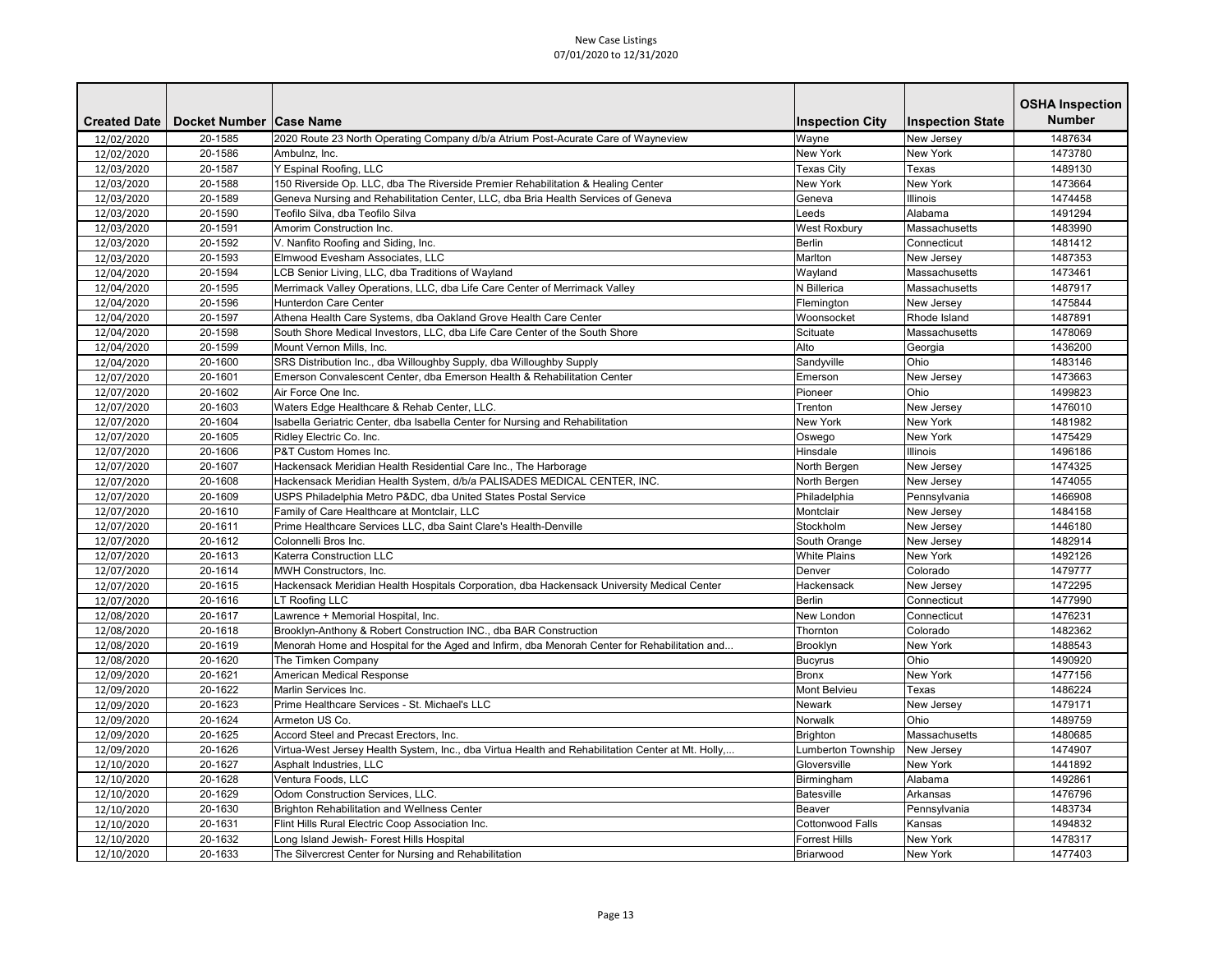New Case Listings
07/01/2020 to 12/31/2020

| Created Date | Docket Number | Case Name | Inspection City | Inspection State | OSHA Inspection Number |
|---|---|---|---|---|---|
| 12/02/2020 | 20-1585 | 2020 Route 23 North Operating Company d/b/a Atrium Post-Acurate Care of Wayneview | Wayne | New Jersey | 1487634 |
| 12/02/2020 | 20-1586 | Ambulnz, Inc. | New York | New York | 1473780 |
| 12/03/2020 | 20-1587 | Y Espinal Roofing, LLC | Texas City | Texas | 1489130 |
| 12/03/2020 | 20-1588 | 150 Riverside Op. LLC, dba The Riverside Premier Rehabilitation & Healing Center | New York | New York | 1473664 |
| 12/03/2020 | 20-1589 | Geneva Nursing and Rehabilitation Center, LLC, dba Bria Health Services of Geneva | Geneva | Illinois | 1474458 |
| 12/03/2020 | 20-1590 | Teofilo Silva, dba Teofilo Silva | Leeds | Alabama | 1491294 |
| 12/03/2020 | 20-1591 | Amorim Construction Inc. | West Roxbury | Massachusetts | 1483990 |
| 12/03/2020 | 20-1592 | V. Nanfito Roofing and Siding, Inc. | Berlin | Connecticut | 1481412 |
| 12/03/2020 | 20-1593 | Elmwood Evesham Associates, LLC | Marlton | New Jersey | 1487353 |
| 12/04/2020 | 20-1594 | LCB Senior Living, LLC, dba Traditions of Wayland | Wayland | Massachusetts | 1473461 |
| 12/04/2020 | 20-1595 | Merrimack Valley Operations, LLC, dba Life Care Center of Merrimack Valley | N Billerica | Massachusetts | 1487917 |
| 12/04/2020 | 20-1596 | Hunterdon Care Center | Flemington | New Jersey | 1475844 |
| 12/04/2020 | 20-1597 | Athena Health Care Systems, dba Oakland Grove Health Care Center | Woonsocket | Rhode Island | 1487891 |
| 12/04/2020 | 20-1598 | South Shore Medical Investors, LLC, dba Life Care Center of the South Shore | Scituate | Massachusetts | 1478069 |
| 12/04/2020 | 20-1599 | Mount Vernon Mills, Inc. | Alto | Georgia | 1436200 |
| 12/04/2020 | 20-1600 | SRS Distribution Inc., dba Willoughby Supply, dba Willoughby Supply | Sandyville | Ohio | 1483146 |
| 12/07/2020 | 20-1601 | Emerson Convalescent Center, dba Emerson Health & Rehabilitation Center | Emerson | New Jersey | 1473663 |
| 12/07/2020 | 20-1602 | Air Force One Inc. | Pioneer | Ohio | 1499823 |
| 12/07/2020 | 20-1603 | Waters Edge Healthcare & Rehab Center, LLC. | Trenton | New Jersey | 1476010 |
| 12/07/2020 | 20-1604 | Isabella Geriatric Center, dba Isabella Center for Nursing and Rehabilitation | New York | New York | 1481982 |
| 12/07/2020 | 20-1605 | Ridley Electric Co. Inc. | Oswego | New York | 1475429 |
| 12/07/2020 | 20-1606 | P&T Custom Homes Inc. | Hinsdale | Illinois | 1496186 |
| 12/07/2020 | 20-1607 | Hackensack Meridian Health Residential Care Inc., The Harborage | North Bergen | New Jersey | 1474325 |
| 12/07/2020 | 20-1608 | Hackensack Meridian Health System, d/b/a PALISADES MEDICAL CENTER, INC. | North Bergen | New Jersey | 1474055 |
| 12/07/2020 | 20-1609 | USPS Philadelphia Metro P&DC, dba United States Postal Service | Philadelphia | Pennsylvania | 1466908 |
| 12/07/2020 | 20-1610 | Family of Care Healthcare at Montclair, LLC | Montclair | New Jersey | 1484158 |
| 12/07/2020 | 20-1611 | Prime Healthcare Services LLC, dba Saint Clare's Health-Denville | Stockholm | New Jersey | 1446180 |
| 12/07/2020 | 20-1612 | Colonnelli Bros Inc. | South Orange | New Jersey | 1482914 |
| 12/07/2020 | 20-1613 | Katerra Construction LLC | White Plains | New York | 1492126 |
| 12/07/2020 | 20-1614 | MWH Constructors, Inc. | Denver | Colorado | 1479777 |
| 12/07/2020 | 20-1615 | Hackensack Meridian Health Hospitals Corporation, dba Hackensack University Medical Center | Hackensack | New Jersey | 1472295 |
| 12/07/2020 | 20-1616 | LT Roofing LLC | Berlin | Connecticut | 1477990 |
| 12/08/2020 | 20-1617 | Lawrence + Memorial Hospital, Inc. | New London | Connecticut | 1476231 |
| 12/08/2020 | 20-1618 | Brooklyn-Anthony & Robert Construction INC., dba BAR Construction | Thornton | Colorado | 1482362 |
| 12/08/2020 | 20-1619 | Menorah Home and Hospital for the Aged and Infirm, dba Menorah Center for Rehabilitation and... | Brooklyn | New York | 1488543 |
| 12/08/2020 | 20-1620 | The Timken Company | Bucyrus | Ohio | 1490920 |
| 12/09/2020 | 20-1621 | American Medical Response | Bronx | New York | 1477156 |
| 12/09/2020 | 20-1622 | Marlin Services Inc. | Mont Belvieu | Texas | 1486224 |
| 12/09/2020 | 20-1623 | Prime Healthcare Services - St. Michael's LLC | Newark | New Jersey | 1479171 |
| 12/09/2020 | 20-1624 | Armeton US Co. | Norwalk | Ohio | 1489759 |
| 12/09/2020 | 20-1625 | Accord Steel and Precast Erectors, Inc. | Brighton | Massachusetts | 1480685 |
| 12/09/2020 | 20-1626 | Virtua-West Jersey Health System, Inc., dba Virtua Health and Rehabilitation Center at Mt. Holly,... | Lumberton Township | New Jersey | 1474907 |
| 12/10/2020 | 20-1627 | Asphalt Industries, LLC | Gloversville | New York | 1441892 |
| 12/10/2020 | 20-1628 | Ventura Foods, LLC | Birmingham | Alabama | 1492861 |
| 12/10/2020 | 20-1629 | Odom Construction Services, LLC. | Batesville | Arkansas | 1476796 |
| 12/10/2020 | 20-1630 | Brighton Rehabilitation and Wellness Center | Beaver | Pennsylvania | 1483734 |
| 12/10/2020 | 20-1631 | Flint Hills Rural Electric Coop Association Inc. | Cottonwood Falls | Kansas | 1494832 |
| 12/10/2020 | 20-1632 | Long Island Jewish- Forest Hills Hospital | Forrest Hills | New York | 1478317 |
| 12/10/2020 | 20-1633 | The Silvercrest Center for Nursing and Rehabilitation | Briarwood | New York | 1477403 |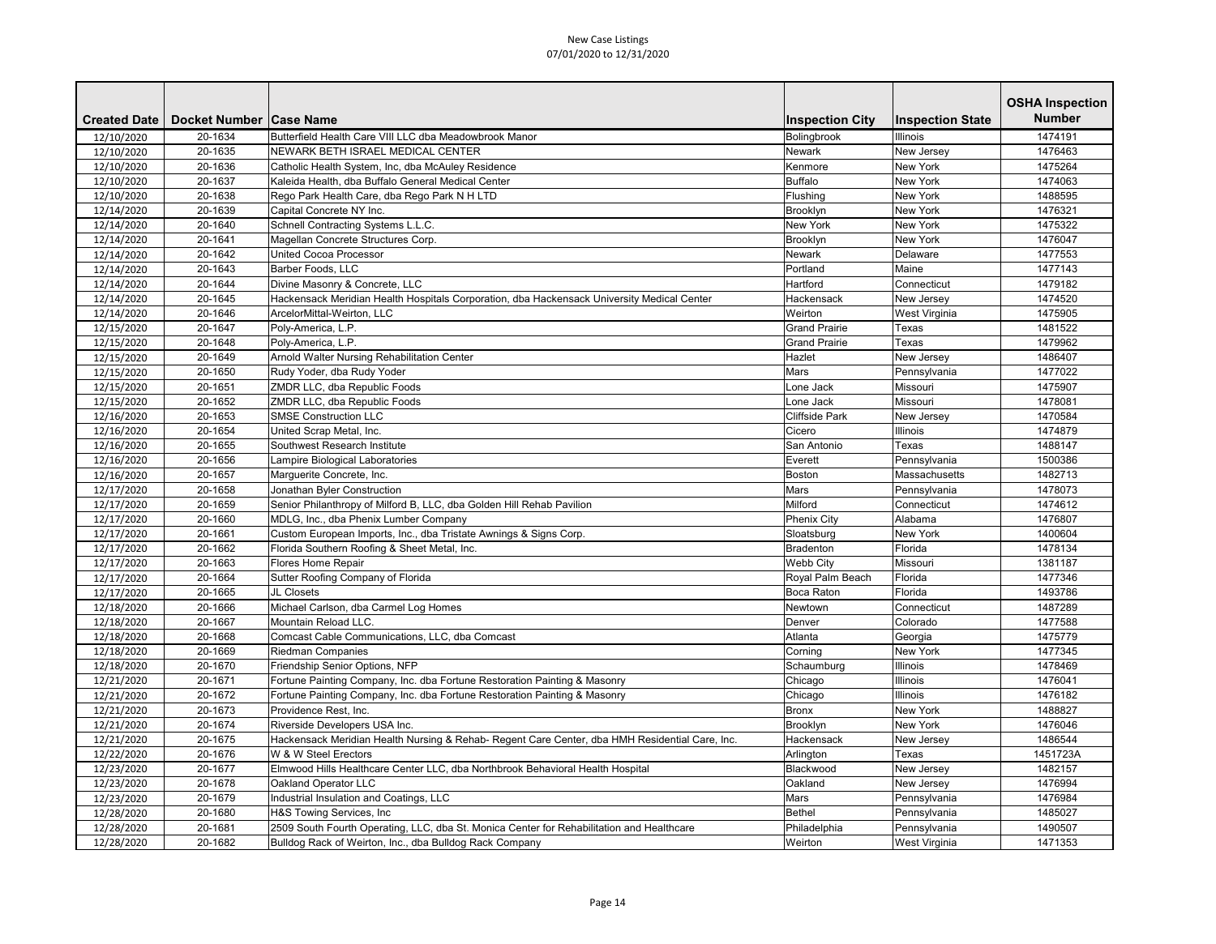New Case Listings
07/01/2020 to 12/31/2020

| Created Date | Docket Number | Case Name | Inspection City | Inspection State | OSHA Inspection Number |
|---|---|---|---|---|---|
| 12/10/2020 | 20-1634 | Butterfield Health Care VIII LLC dba Meadowbrook Manor | Bolingbrook | Illinois | 1474191 |
| 12/10/2020 | 20-1635 | NEWARK BETH ISRAEL MEDICAL CENTER | Newark | New Jersey | 1476463 |
| 12/10/2020 | 20-1636 | Catholic Health System, Inc, dba McAuley Residence | Kenmore | New York | 1475264 |
| 12/10/2020 | 20-1637 | Kaleida Health, dba Buffalo General Medical Center | Buffalo | New York | 1474063 |
| 12/10/2020 | 20-1638 | Rego Park Health Care, dba Rego Park N H LTD | Flushing | New York | 1488595 |
| 12/14/2020 | 20-1639 | Capital Concrete NY Inc. | Brooklyn | New York | 1476321 |
| 12/14/2020 | 20-1640 | Schnell Contracting Systems L.L.C. | New York | New York | 1475322 |
| 12/14/2020 | 20-1641 | Magellan Concrete Structures Corp. | Brooklyn | New York | 1476047 |
| 12/14/2020 | 20-1642 | United Cocoa Processor | Newark | Delaware | 1477553 |
| 12/14/2020 | 20-1643 | Barber Foods, LLC | Portland | Maine | 1477143 |
| 12/14/2020 | 20-1644 | Divine Masonry & Concrete, LLC | Hartford | Connecticut | 1479182 |
| 12/14/2020 | 20-1645 | Hackensack Meridian Health Hospitals Corporation, dba Hackensack University Medical Center | Hackensack | New Jersey | 1474520 |
| 12/14/2020 | 20-1646 | ArcelorMittal-Weirton, LLC | Weirton | West Virginia | 1475905 |
| 12/15/2020 | 20-1647 | Poly-America, L.P. | Grand Prairie | Texas | 1481522 |
| 12/15/2020 | 20-1648 | Poly-America, L.P. | Grand Prairie | Texas | 1479962 |
| 12/15/2020 | 20-1649 | Arnold Walter Nursing Rehabilitation Center | Hazlet | New Jersey | 1486407 |
| 12/15/2020 | 20-1650 | Rudy Yoder, dba Rudy Yoder | Mars | Pennsylvania | 1477022 |
| 12/15/2020 | 20-1651 | ZMDR LLC, dba Republic Foods | Lone Jack | Missouri | 1475907 |
| 12/15/2020 | 20-1652 | ZMDR LLC, dba Republic Foods | Lone Jack | Missouri | 1478081 |
| 12/16/2020 | 20-1653 | SMSE Construction LLC | Cliffside Park | New Jersey | 1470584 |
| 12/16/2020 | 20-1654 | United Scrap Metal, Inc. | Cicero | Illinois | 1474879 |
| 12/16/2020 | 20-1655 | Southwest Research Institute | San Antonio | Texas | 1488147 |
| 12/16/2020 | 20-1656 | Lampire Biological Laboratories | Everett | Pennsylvania | 1500386 |
| 12/16/2020 | 20-1657 | Marguerite Concrete, Inc. | Boston | Massachusetts | 1482713 |
| 12/17/2020 | 20-1658 | Jonathan Byler Construction | Mars | Pennsylvania | 1478073 |
| 12/17/2020 | 20-1659 | Senior Philanthropy of Milford B, LLC, dba Golden Hill Rehab Pavilion | Milford | Connecticut | 1474612 |
| 12/17/2020 | 20-1660 | MDLG, Inc., dba Phenix Lumber Company | Phenix City | Alabama | 1476807 |
| 12/17/2020 | 20-1661 | Custom European Imports, Inc., dba Tristate Awnings & Signs Corp. | Sloatsburg | New York | 1400604 |
| 12/17/2020 | 20-1662 | Florida Southern Roofing & Sheet Metal, Inc. | Bradenton | Florida | 1478134 |
| 12/17/2020 | 20-1663 | Flores Home Repair | Webb City | Missouri | 1381187 |
| 12/17/2020 | 20-1664 | Sutter Roofing Company of Florida | Royal Palm Beach | Florida | 1477346 |
| 12/17/2020 | 20-1665 | JL Closets | Boca Raton | Florida | 1493786 |
| 12/18/2020 | 20-1666 | Michael Carlson, dba Carmel Log Homes | Newtown | Connecticut | 1487289 |
| 12/18/2020 | 20-1667 | Mountain Reload LLC. | Denver | Colorado | 1477588 |
| 12/18/2020 | 20-1668 | Comcast Cable Communications, LLC, dba Comcast | Atlanta | Georgia | 1475779 |
| 12/18/2020 | 20-1669 | Riedman Companies | Corning | New York | 1477345 |
| 12/18/2020 | 20-1670 | Friendship Senior Options, NFP | Schaumburg | Illinois | 1478469 |
| 12/21/2020 | 20-1671 | Fortune Painting Company, Inc. dba Fortune Restoration Painting & Masonry | Chicago | Illinois | 1476041 |
| 12/21/2020 | 20-1672 | Fortune Painting Company, Inc. dba Fortune Restoration Painting & Masonry | Chicago | Illinois | 1476182 |
| 12/21/2020 | 20-1673 | Providence Rest, Inc. | Bronx | New York | 1488827 |
| 12/21/2020 | 20-1674 | Riverside Developers USA Inc. | Brooklyn | New York | 1476046 |
| 12/21/2020 | 20-1675 | Hackensack Meridian Health Nursing & Rehab- Regent Care Center, dba HMH Residential Care, Inc. | Hackensack | New Jersey | 1486544 |
| 12/22/2020 | 20-1676 | W & W Steel Erectors | Arlington | Texas | 1451723A |
| 12/23/2020 | 20-1677 | Elmwood Hills Healthcare Center LLC, dba Northbrook Behavioral Health Hospital | Blackwood | New Jersey | 1482157 |
| 12/23/2020 | 20-1678 | Oakland Operator LLC | Oakland | New Jersey | 1476994 |
| 12/23/2020 | 20-1679 | Industrial Insulation and Coatings, LLC | Mars | Pennsylvania | 1476984 |
| 12/28/2020 | 20-1680 | H&S Towing Services, Inc | Bethel | Pennsylvania | 1485027 |
| 12/28/2020 | 20-1681 | 2509 South Fourth Operating, LLC, dba St. Monica Center for Rehabilitation and Healthcare | Philadelphia | Pennsylvania | 1490507 |
| 12/28/2020 | 20-1682 | Bulldog Rack of Weirton, Inc., dba Bulldog Rack Company | Weirton | West Virginia | 1471353 |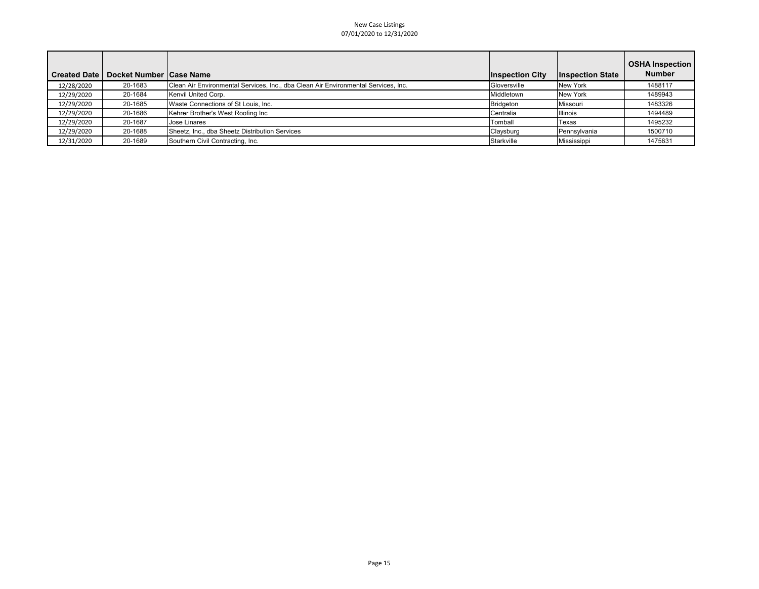New Case Listings
07/01/2020 to 12/31/2020

| Created Date | Docket Number | Case Name | Inspection City | Inspection State | OSHA Inspection Number |
|---|---|---|---|---|---|
| 12/28/2020 | 20-1683 | Clean Air Environmental Services, Inc., dba Clean Air Environmental Services, Inc. | Gloversville | New York | 1488117 |
| 12/29/2020 | 20-1684 | Kenvil United Corp. | Middletown | New York | 1489943 |
| 12/29/2020 | 20-1685 | Waste Connections of St Louis, Inc. | Bridgeton | Missouri | 1483326 |
| 12/29/2020 | 20-1686 | Kehrer Brother's West Roofing Inc | Centralia | Illinois | 1494489 |
| 12/29/2020 | 20-1687 | Jose Linares | Tomball | Texas | 1495232 |
| 12/29/2020 | 20-1688 | Sheetz, Inc., dba Sheetz Distribution Services | Claysburg | Pennsylvania | 1500710 |
| 12/31/2020 | 20-1689 | Southern Civil Contracting, Inc. | Starkville | Mississippi | 1475631 |